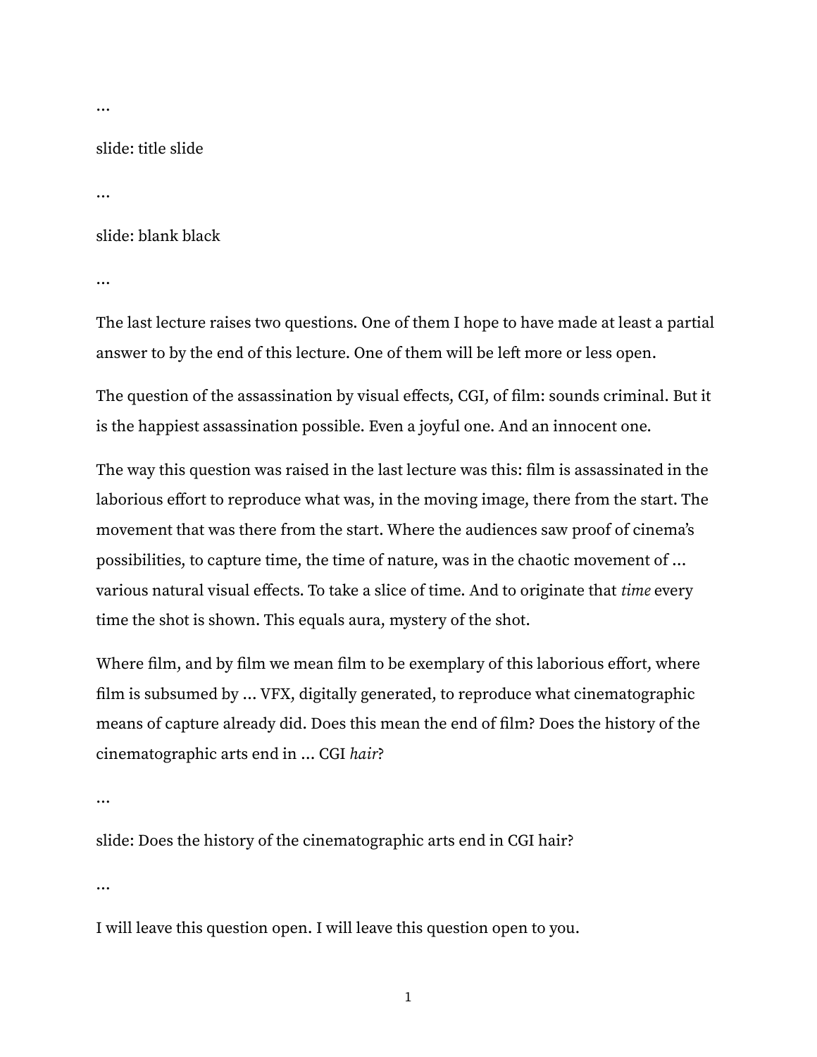…

slide: title slide

…

slide: blank black

…

The last lecture raises two questions. One of them I hope to have made at least a partial answer to by the end of this lecture. One of them will be left more or less open.

The question of the assassination by visual effects, CGI, of film: sounds criminal. But it is the happiest assassination possible. Even a joyful one. And an innocent one.

The way this question was raised in the last lecture was this: film is assassinated in the laborious effort to reproduce what was, in the moving image, there from the start. The movement that was there from the start. Where the audiences saw proof of cinema's possibilities, to capture time, the time of nature, was in the chaotic movement of … various natural visual effects. To take a slice of time. And to originate that *time* every time the shot is shown. This equals aura, mystery of the shot.

Where film, and by film we mean film to be exemplary of this laborious effort, where film is subsumed by … VFX, digitally generated, to reproduce what cinematographic means of capture already did. Does this mean the end of film? Does the history of the cinematographic arts end in … CGI *hair*?

…

slide: Does the history of the cinematographic arts end in CGI hair?

…

I will leave this question open. I will leave this question open to you.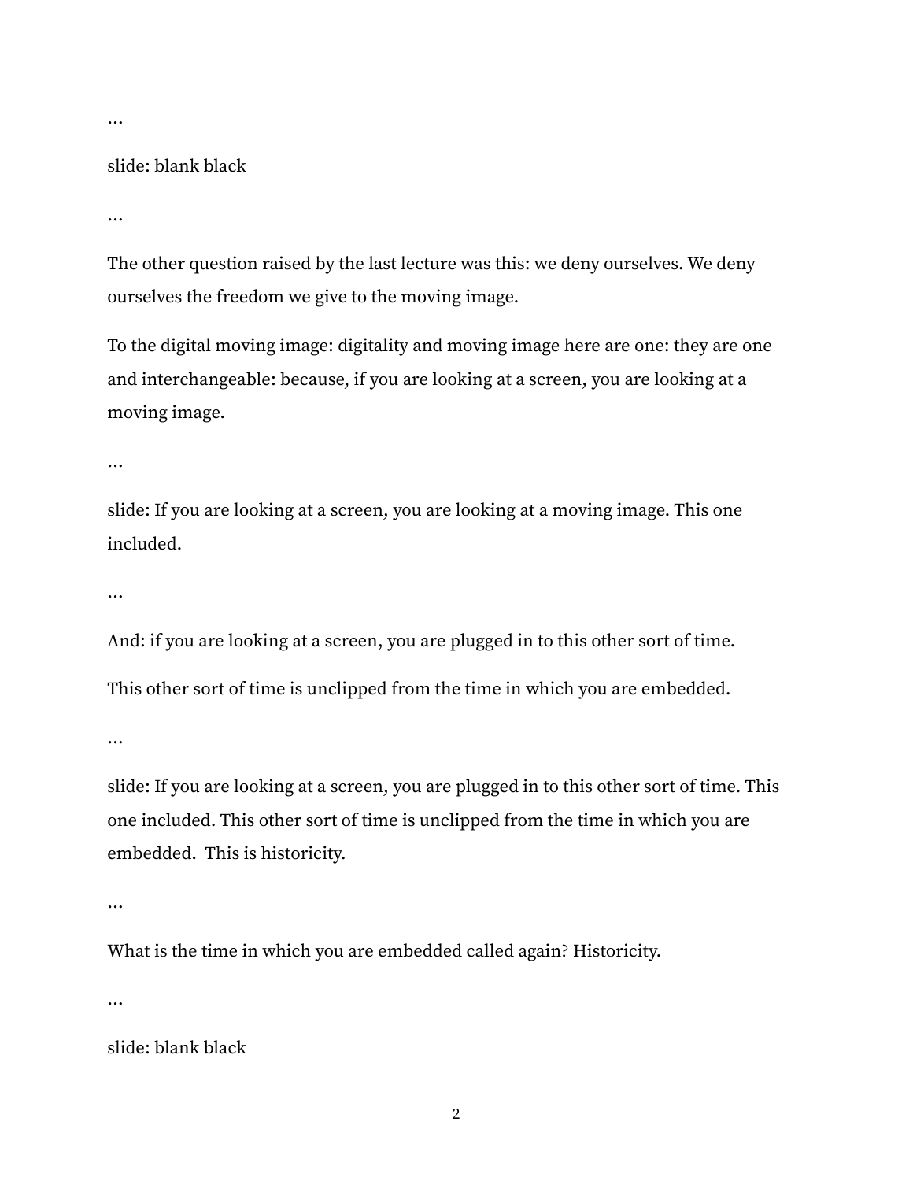…

slide: blank black

…

The other question raised by the last lecture was this: we deny ourselves. We deny ourselves the freedom we give to the moving image.

To the digital moving image: digitality and moving image here are one: they are one and interchangeable: because, if you are looking at a screen, you are looking at a moving image.

…

slide: If you are looking at a screen, you are looking at a moving image. This one included.

…

And: if you are looking at a screen, you are plugged in to this other sort of time.

This other sort of time is unclipped from the time in which you are embedded.

…

slide: If you are looking at a screen, you are plugged in to this other sort of time. This one included. This other sort of time is unclipped from the time in which you are embedded.  This is historicity.

…

What is the time in which you are embedded called again? Historicity.

…

slide: blank black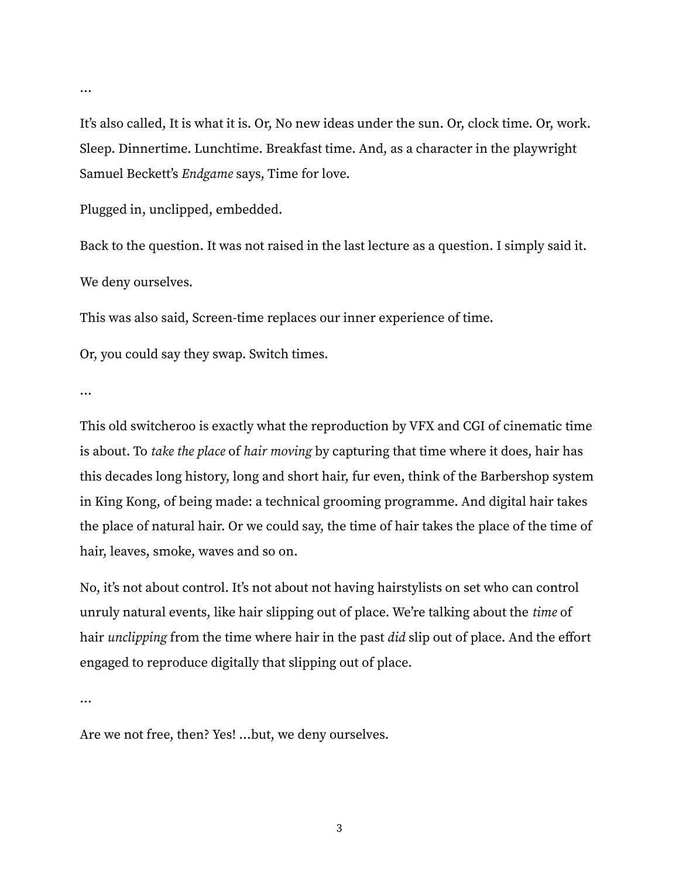…

It's also called, It is what it is. Or, No new ideas under the sun. Or, clock time. Or, work. Sleep. Dinnertime. Lunchtime. Breakfast time. And, as a character in the playwright Samuel Beckett's *Endgame* says, Time for love.

Plugged in, unclipped, embedded.

Back to the question. It was not raised in the last lecture as a question. I simply said it.

We deny ourselves.

This was also said, Screen-time replaces our inner experience of time.

Or, you could say they swap. Switch times.

…

This old switcheroo is exactly what the reproduction by VFX and CGI of cinematic time is about. To *take the place* of *hair moving* by capturing that time where it does, hair has this decades long history, long and short hair, fur even, think of the Barbershop system in King Kong, of being made: a technical grooming programme. And digital hair takes the place of natural hair. Or we could say, the time of hair takes the place of the time of hair, leaves, smoke, waves and so on.

No, it's not about control. It's not about not having hairstylists on set who can control unruly natural events, like hair slipping out of place. We're talking about the *time* of hair *unclipping* from the time where hair in the past *did* slip out of place. And the effort engaged to reproduce digitally that slipping out of place.

…

Are we not free, then? Yes! …but, we deny ourselves.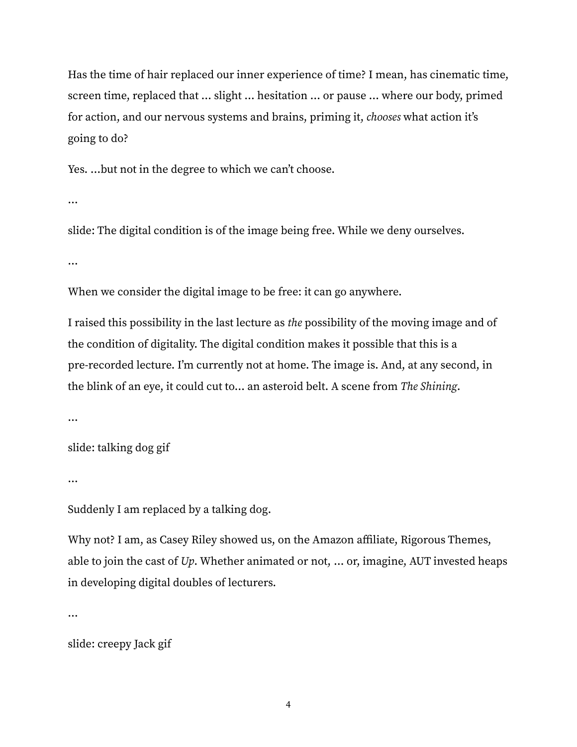Has the time of hair replaced our inner experience of time? I mean, has cinematic time, screen time, replaced that … slight … hesitation … or pause … where our body, primed for action, and our nervous systems and brains, priming it, *chooses* what action it's going to do?

Yes. …but not in the degree to which we can't choose.

…

slide: The digital condition is of the image being free. While we deny ourselves.

…

When we consider the digital image to be free: it can go anywhere.

I raised this possibility in the last lecture as *the* possibility of the moving image and of the condition of digitality. The digital condition makes it possible that this is a pre-recorded lecture. I'm currently not at home. The image is. And, at any second, in the blink of an eye, it could cut to… an asteroid belt. A scene from *The Shining*.

…

slide: talking dog gif

…

Suddenly I am replaced by a talking dog.

Why not? I am, as Casey Riley showed us, on the Amazon affiliate, Rigorous Themes, able to join the cast of *Up*. Whether animated or not, … or, imagine, AUT invested heaps in developing digital doubles of lecturers.

…

slide: creepy Jack gif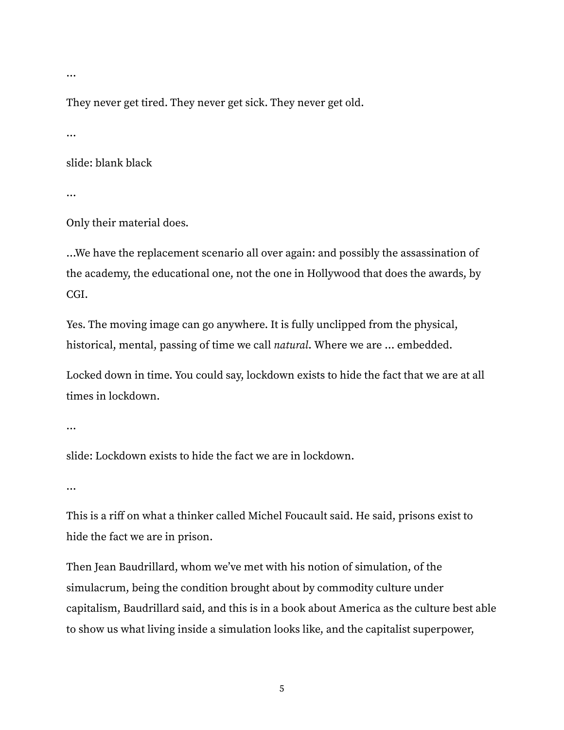…

They never get tired. They never get sick. They never get old.

…

slide: blank black

…

Only their material does.

…We have the replacement scenario all over again: and possibly the assassination of the academy, the educational one, not the one in Hollywood that does the awards, by CGI.

Yes. The moving image can go anywhere. It is fully unclipped from the physical, historical, mental, passing of time we call *natural*. Where we are … embedded.

Locked down in time. You could say, lockdown exists to hide the fact that we are at all times in lockdown.

…

slide: Lockdown exists to hide the fact we are in lockdown.

…

This is a riff on what a thinker called Michel Foucault said. He said, prisons exist to hide the fact we are in prison.

Then Jean Baudrillard, whom we've met with his notion of simulation, of the simulacrum, being the condition brought about by commodity culture under capitalism, Baudrillard said, and this is in a book about America as the culture best able to show us what living inside a simulation looks like, and the capitalist superpower,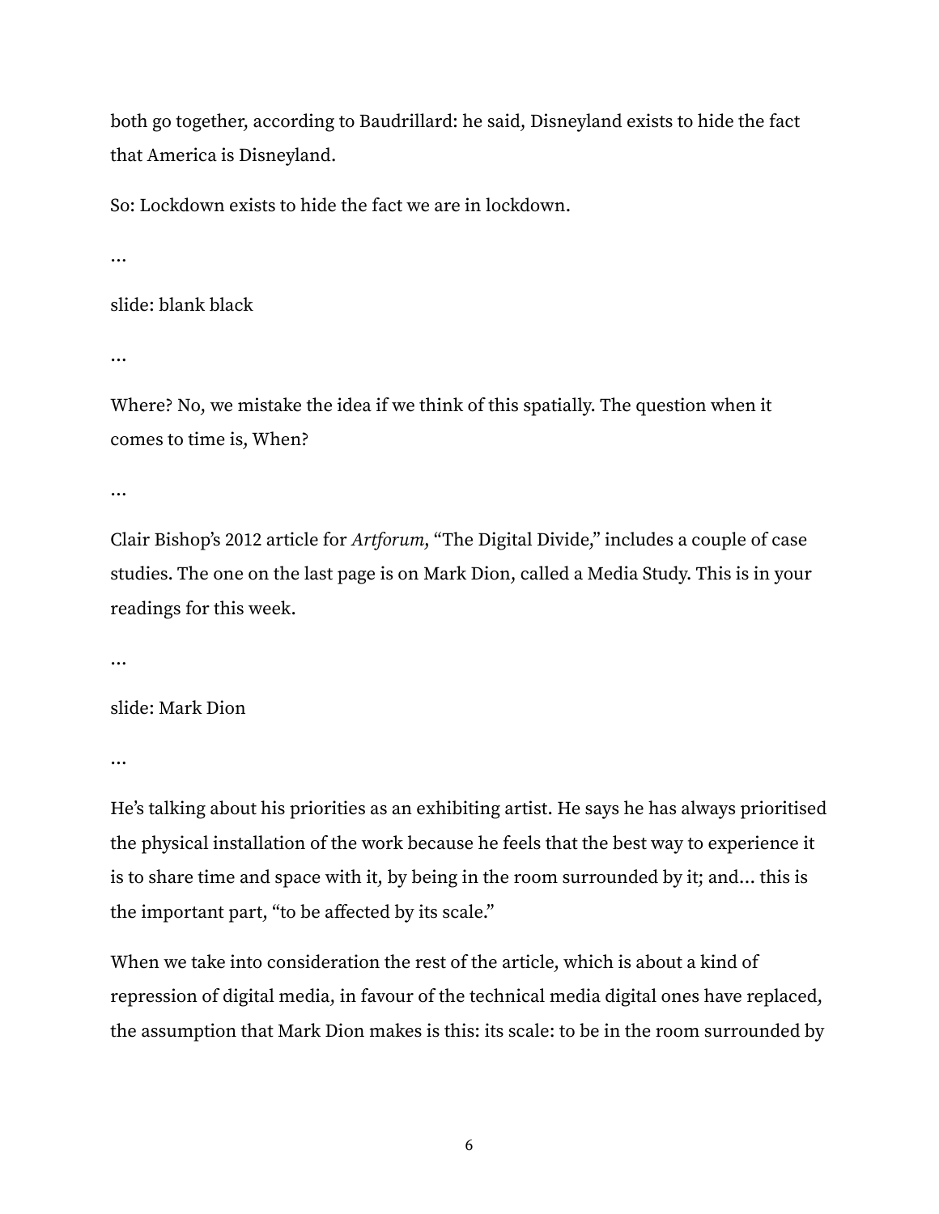both go together, according to Baudrillard: he said, Disneyland exists to hide the fact that America is Disneyland.

So: Lockdown exists to hide the fact we are in lockdown.

…

slide: blank black

…

Where? No, we mistake the idea if we think of this spatially. The question when it comes to time is, When?

…

Clair Bishop's 2012 article for *Artforum*, "The Digital Divide," includes a couple of case studies. The one on the last page is on Mark Dion, called a Media Study. This is in your readings for this week.

…

slide: Mark Dion

…

He's talking about his priorities as an exhibiting artist. He says he has always prioritised the physical installation of the work because he feels that the best way to experience it is to share time and space with it, by being in the room surrounded by it; and… this is the important part, "to be affected by its scale."

When we take into consideration the rest of the article, which is about a kind of repression of digital media, in favour of the technical media digital ones have replaced, the assumption that Mark Dion makes is this: its scale: to be in the room surrounded by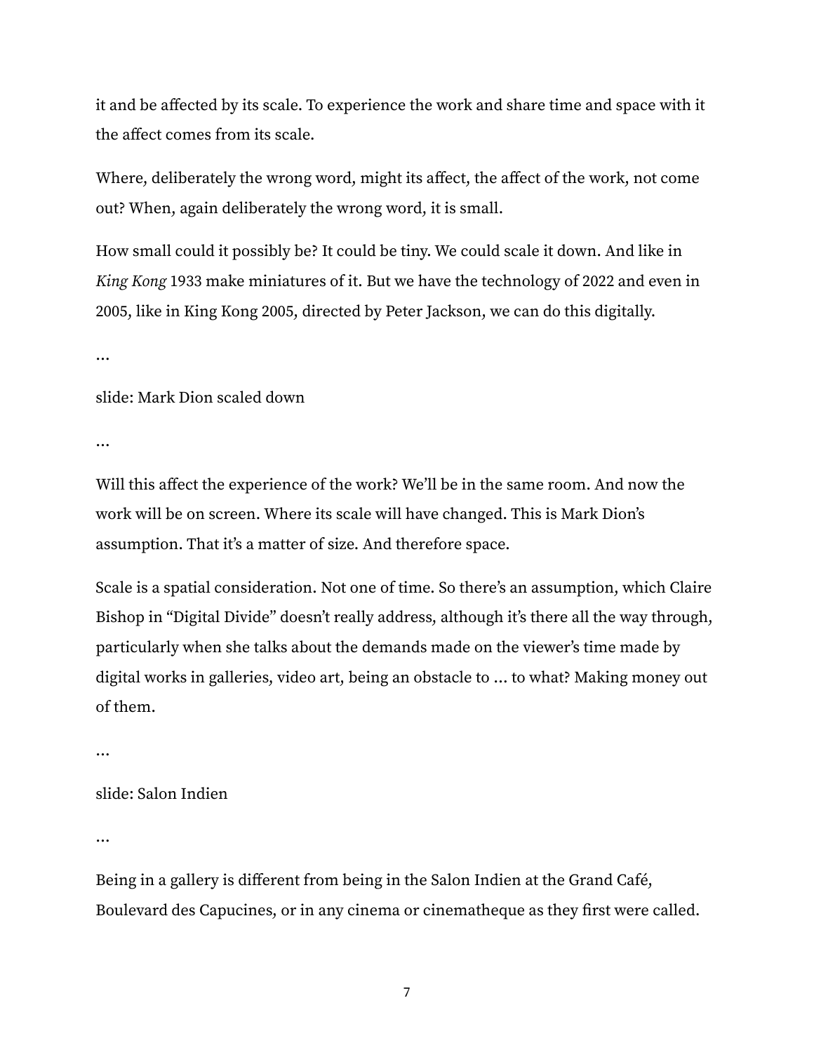it and be affected by its scale. To experience the work and share time and space with it the affect comes from its scale.

Where, deliberately the wrong word, might its affect, the affect of the work, not come out? When, again deliberately the wrong word, it is small.

How small could it possibly be? It could be tiny. We could scale it down. And like in *King Kong* 1933 make miniatures of it. But we have the technology of 2022 and even in 2005, like in King Kong 2005, directed by Peter Jackson, we can do this digitally.

…

slide: Mark Dion scaled down

…

Will this affect the experience of the work? We'll be in the same room. And now the work will be on screen. Where its scale will have changed. This is Mark Dion's assumption. That it's a matter of size. And therefore space.

Scale is a spatial consideration. Not one of time. So there's an assumption, which Claire Bishop in "Digital Divide" doesn't really address, although it's there all the way through, particularly when she talks about the demands made on the viewer's time made by digital works in galleries, video art, being an obstacle to … to what? Making money out of them.

…

slide: Salon Indien

…

Being in a gallery is different from being in the Salon Indien at the Grand Café, Boulevard des Capucines, or in any cinema or cinematheque as they first were called.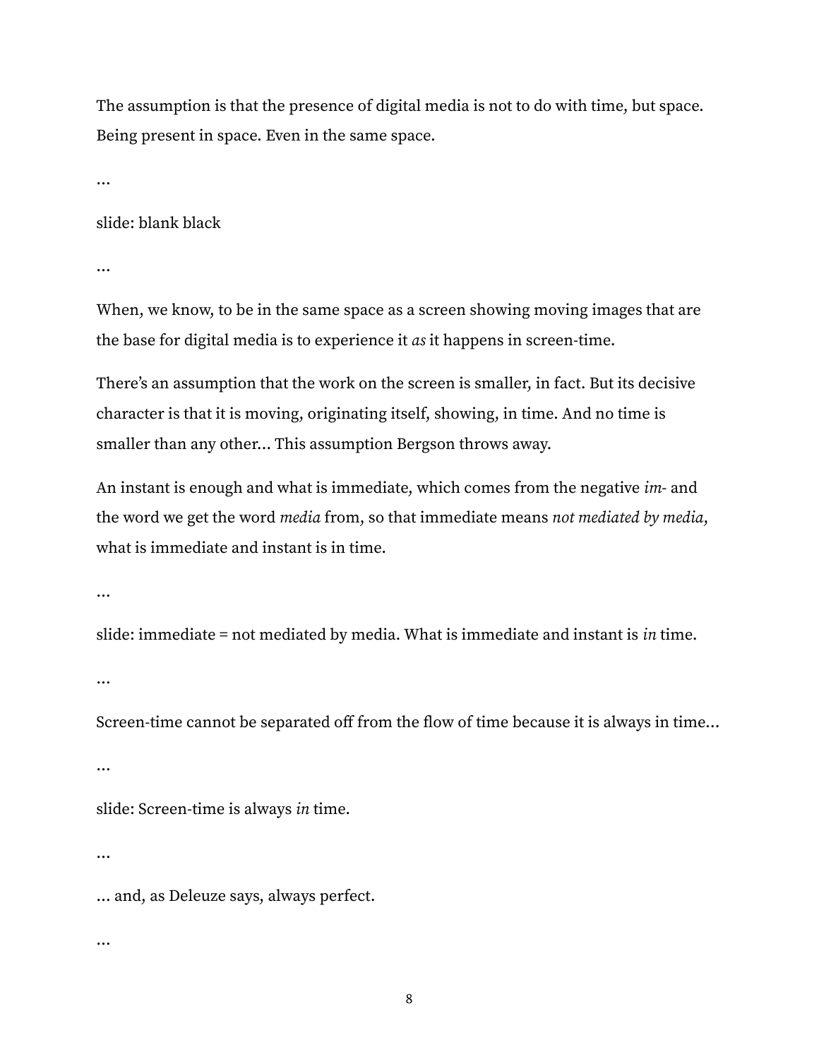The assumption is that the presence of digital media is not to do with time, but space. Being present in space. Even in the same space.

…

slide: blank black

…

When, we know, to be in the same space as a screen showing moving images that are the base for digital media is to experience it *as* it happens in screen-time.

There's an assumption that the work on the screen is smaller, in fact. But its decisive character is that it is moving, originating itself, showing, in time. And no time is smaller than any other… This assumption Bergson throws away.

An instant is enough and what is immediate, which comes from the negative *im-* and the word we get the word *media* from, so that immediate means *not mediated by media*, what is immediate and instant is in time.

…

slide: immediate = not mediated by media. What is immediate and instant is *in* time.

…

Screen-time cannot be separated off from the flow of time because it is always in time…

…

slide: Screen-time is always *in* time.

…

… and, as Deleuze says, always perfect.

…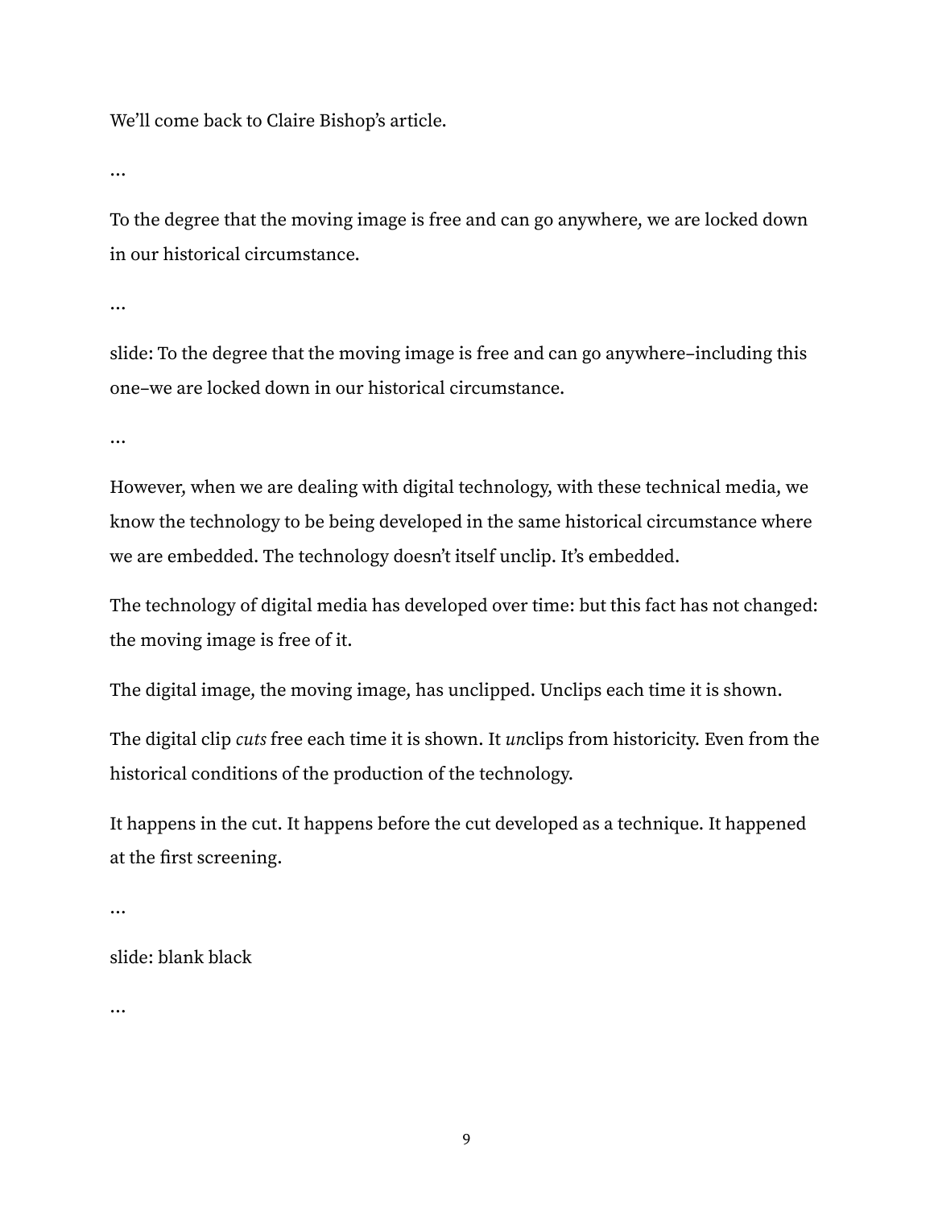We'll come back to Claire Bishop's article.

…

To the degree that the moving image is free and can go anywhere, we are locked down in our historical circumstance.

…

slide: To the degree that the moving image is free and can go anywhere–including this one–we are locked down in our historical circumstance.

…

However, when we are dealing with digital technology, with these technical media, we know the technology to be being developed in the same historical circumstance where we are embedded. The technology doesn't itself unclip. It's embedded.

The technology of digital media has developed over time: but this fact has not changed: the moving image is free of it.

The digital image, the moving image, has unclipped. Unclips each time it is shown.

The digital clip *cuts* free each time it is shown. It *un*clips from historicity. Even from the historical conditions of the production of the technology.

It happens in the cut. It happens before the cut developed as a technique. It happened at the first screening.

…

slide: blank black

…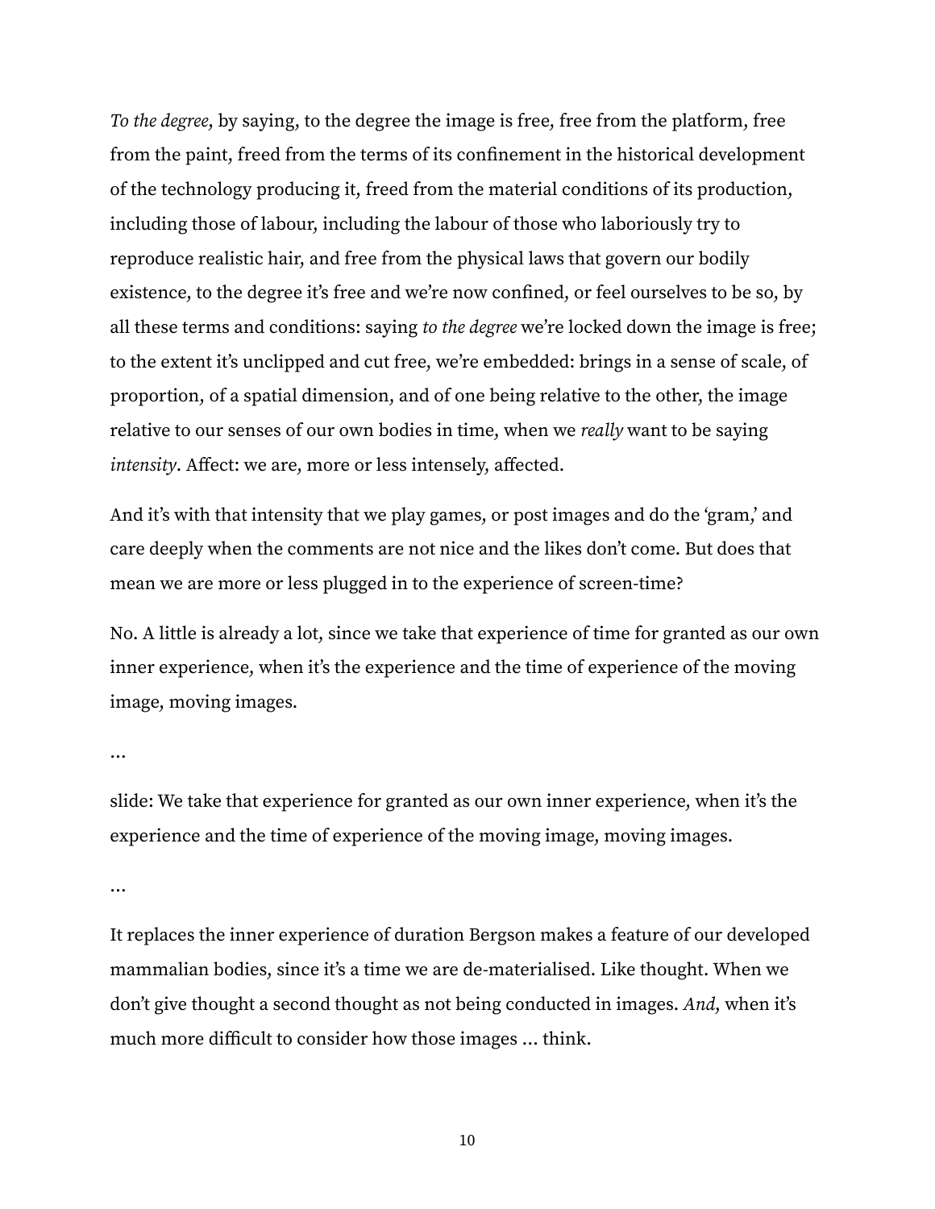*To the degree*, by saying, to the degree the image is free, free from the platform, free from the paint, freed from the terms of its confinement in the historical development of the technology producing it, freed from the material conditions of its production, including those of labour, including the labour of those who laboriously try to reproduce realistic hair, and free from the physical laws that govern our bodily existence, to the degree it's free and we're now confined, or feel ourselves to be so, by all these terms and conditions: saying *to the degree* we're locked down the image is free; to the extent it's unclipped and cut free, we're embedded: brings in a sense of scale, of proportion, of a spatial dimension, and of one being relative to the other, the image relative to our senses of our own bodies in time, when we *really* want to be saying *intensity*. Affect: we are, more or less intensely, affected.

And it's with that intensity that we play games, or post images and do the 'gram,' and care deeply when the comments are not nice and the likes don't come. But does that mean we are more or less plugged in to the experience of screen-time?

No. A little is already a lot, since we take that experience of time for granted as our own inner experience, when it's the experience and the time of experience of the moving image, moving images.

…

slide: We take that experience for granted as our own inner experience, when it's the experience and the time of experience of the moving image, moving images.

…

It replaces the inner experience of duration Bergson makes a feature of our developed mammalian bodies, since it's a time we are de-materialised. Like thought. When we don't give thought a second thought as not being conducted in images. *And*, when it's much more difficult to consider how those images … think.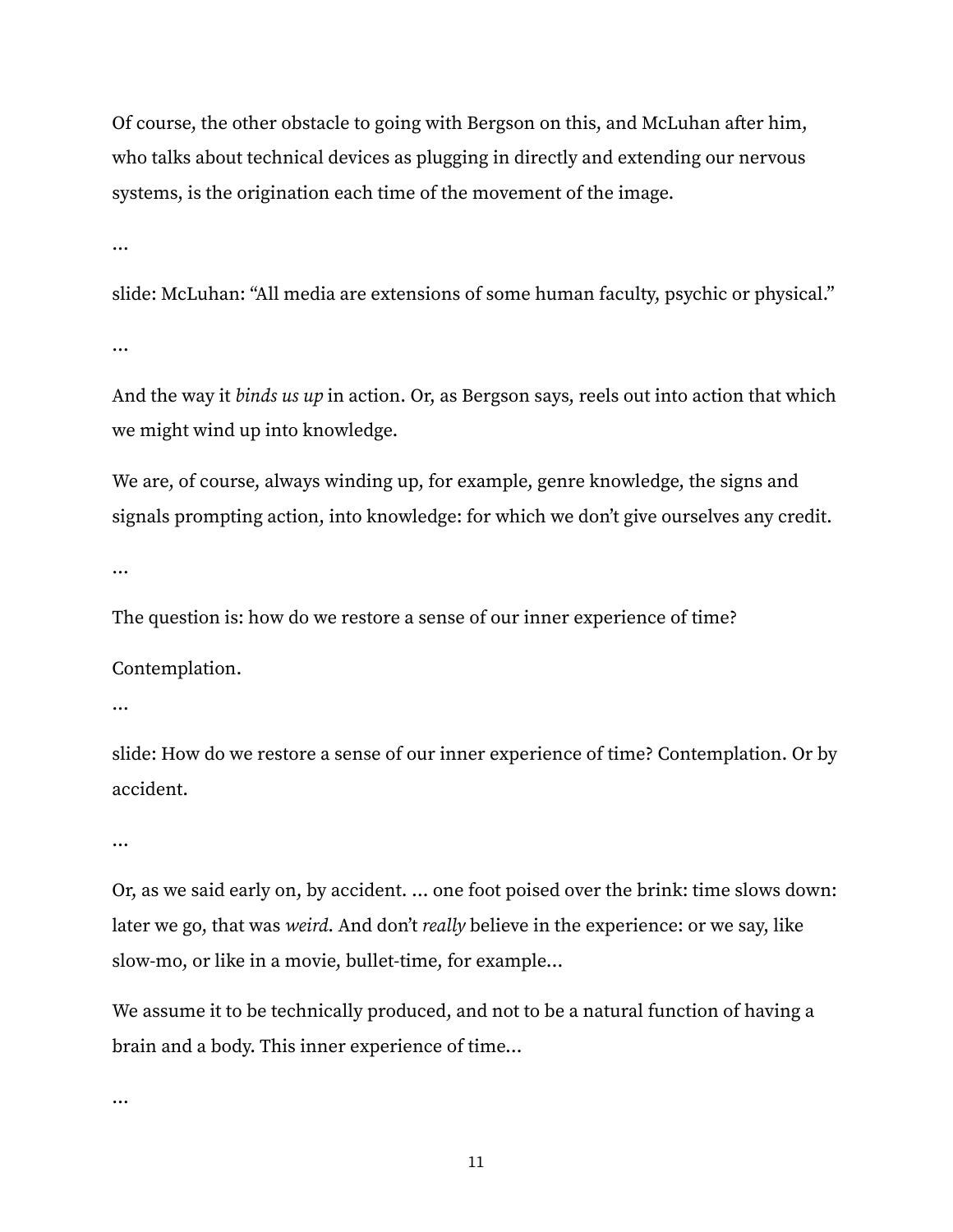Of course, the other obstacle to going with Bergson on this, and McLuhan after him, who talks about technical devices as plugging in directly and extending our nervous systems, is the origination each time of the movement of the image.

…

slide: McLuhan: “All media are extensions of some human faculty, psychic or physical.”

…

And the way it *binds us up* in action. Or, as Bergson says, reels out into action that which we might wind up into knowledge.

We are, of course, always winding up, for example, genre knowledge, the signs and signals prompting action, into knowledge: for which we don’t give ourselves any credit.

…

The question is: how do we restore a sense of our inner experience of time?

Contemplation.

…

slide: How do we restore a sense of our inner experience of time? Contemplation. Or by accident.

…

Or, as we said early on, by accident. … one foot poised over the brink: time slows down: later we go, that was *weird*. And don’t *really* believe in the experience: or we say, like slow-mo, or like in a movie, bullet-time, for example…

We assume it to be technically produced, and not to be a natural function of having a brain and a body. This inner experience of time…

…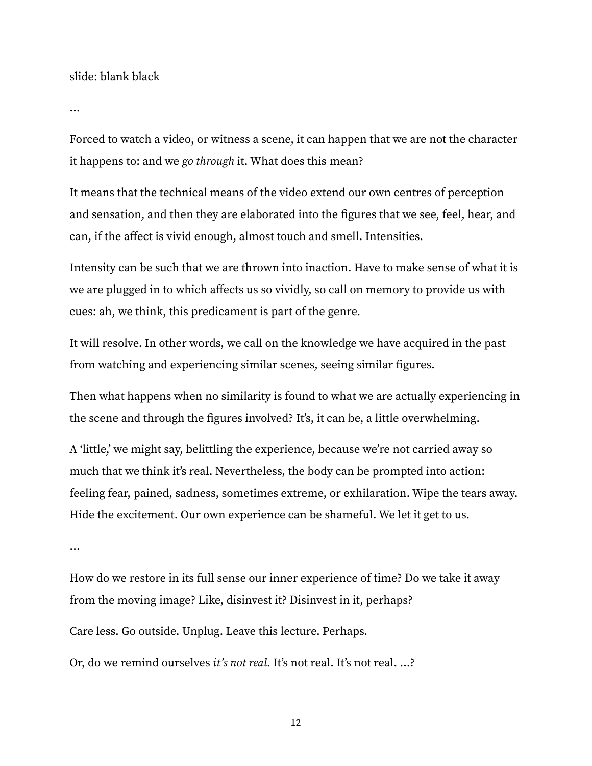slide: blank black

…

Forced to watch a video, or witness a scene, it can happen that we are not the character it happens to: and we *go through* it. What does this mean?

It means that the technical means of the video extend our own centres of perception and sensation, and then they are elaborated into the figures that we see, feel, hear, and can, if the affect is vivid enough, almost touch and smell. Intensities.

Intensity can be such that we are thrown into inaction. Have to make sense of what it is we are plugged in to which affects us so vividly, so call on memory to provide us with cues: ah, we think, this predicament is part of the genre.

It will resolve. In other words, we call on the knowledge we have acquired in the past from watching and experiencing similar scenes, seeing similar figures.

Then what happens when no similarity is found to what we are actually experiencing in the scene and through the figures involved? It's, it can be, a little overwhelming.

A 'little,' we might say, belittling the experience, because we're not carried away so much that we think it's real. Nevertheless, the body can be prompted into action: feeling fear, pained, sadness, sometimes extreme, or exhilaration. Wipe the tears away. Hide the excitement. Our own experience can be shameful. We let it get to us.

…

How do we restore in its full sense our inner experience of time? Do we take it away from the moving image? Like, disinvest it? Disinvest in it, perhaps?

Care less. Go outside. Unplug. Leave this lecture. Perhaps.

Or, do we remind ourselves *it's not real*. It's not real. It's not real. …?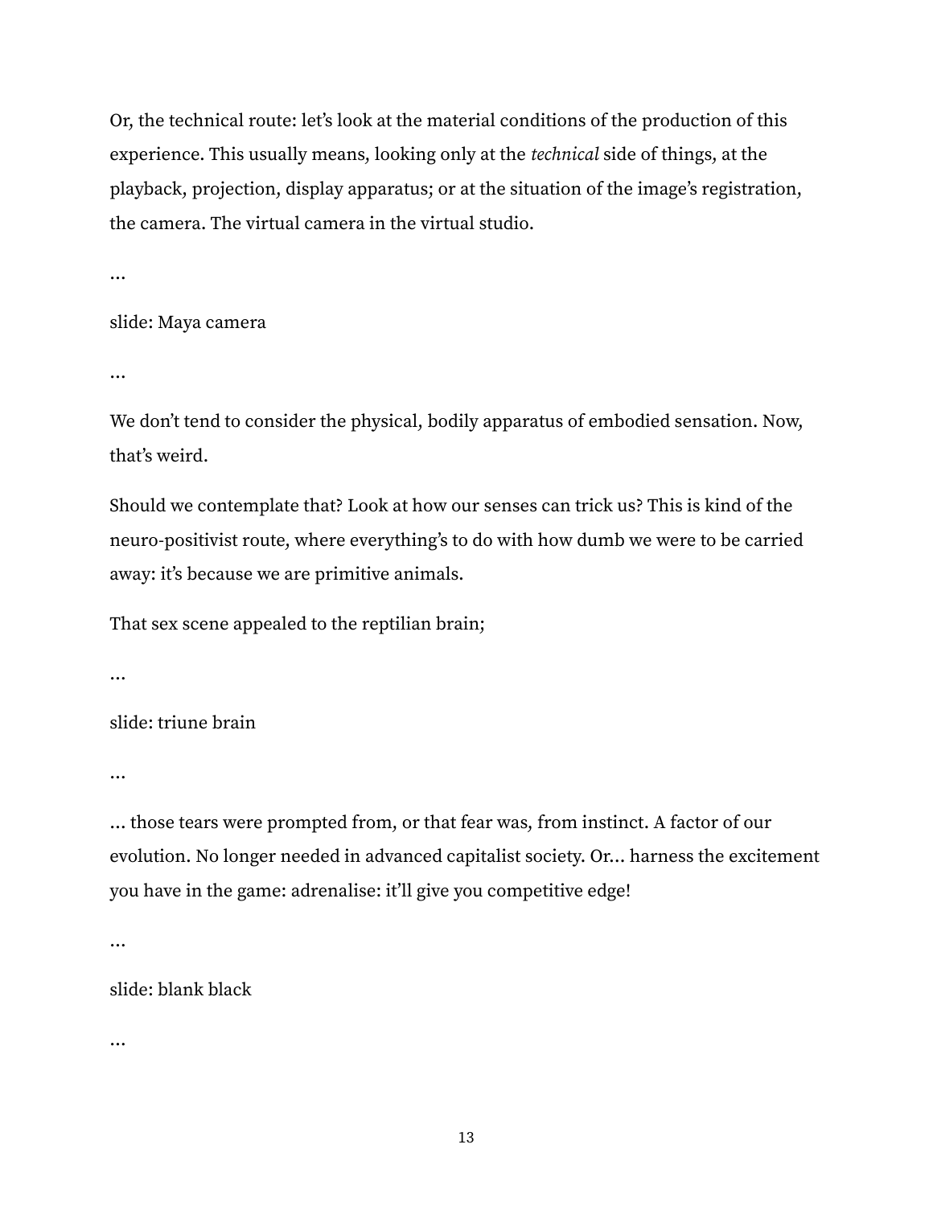Or, the technical route: let's look at the material conditions of the production of this experience. This usually means, looking only at the *technical* side of things, at the playback, projection, display apparatus; or at the situation of the image's registration, the camera. The virtual camera in the virtual studio.

…

slide: Maya camera

…

We don't tend to consider the physical, bodily apparatus of embodied sensation. Now, that's weird.

Should we contemplate that? Look at how our senses can trick us? This is kind of the neuro-positivist route, where everything's to do with how dumb we were to be carried away: it's because we are primitive animals.

That sex scene appealed to the reptilian brain;

…

slide: triune brain

…

… those tears were prompted from, or that fear was, from instinct. A factor of our evolution. No longer needed in advanced capitalist society. Or… harness the excitement you have in the game: adrenalise: it'll give you competitive edge!

…

slide: blank black

…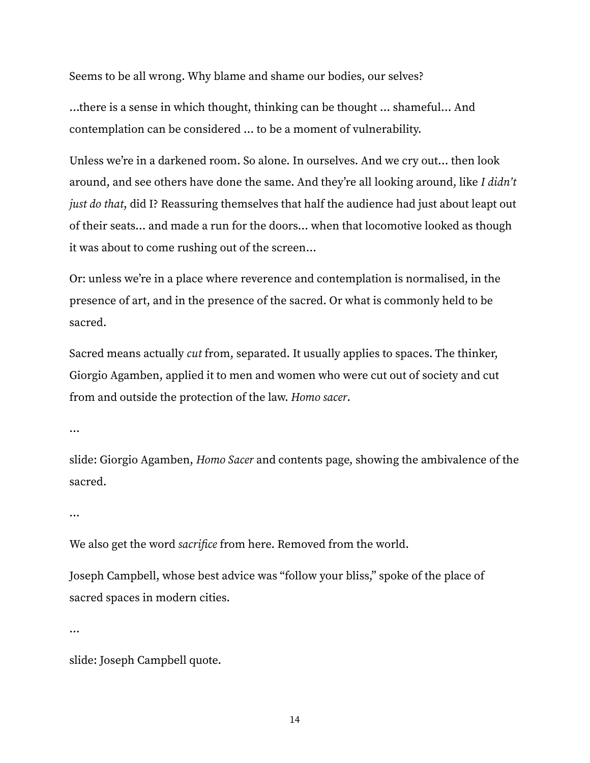Seems to be all wrong. Why blame and shame our bodies, our selves?

...there is a sense in which thought, thinking can be thought ... shameful... And contemplation can be considered ... to be a moment of vulnerability.

Unless we're in a darkened room. So alone. In ourselves. And we cry out... then look around, and see others have done the same. And they're all looking around, like *I didn't just do that*, did I? Reassuring themselves that half the audience had just about leapt out of their seats... and made a run for the doors... when that locomotive looked as though it was about to come rushing out of the screen...

Or: unless we're in a place where reverence and contemplation is normalised, in the presence of art, and in the presence of the sacred. Or what is commonly held to be sacred.

Sacred means actually *cut* from, separated. It usually applies to spaces. The thinker, Giorgio Agamben, applied it to men and women who were cut out of society and cut from and outside the protection of the law. *Homo sacer*.

...

slide: Giorgio Agamben, *Homo Sacer* and contents page, showing the ambivalence of the sacred.

...

We also get the word *sacrifice* from here. Removed from the world.

Joseph Campbell, whose best advice was "follow your bliss," spoke of the place of sacred spaces in modern cities.

...

slide: Joseph Campbell quote.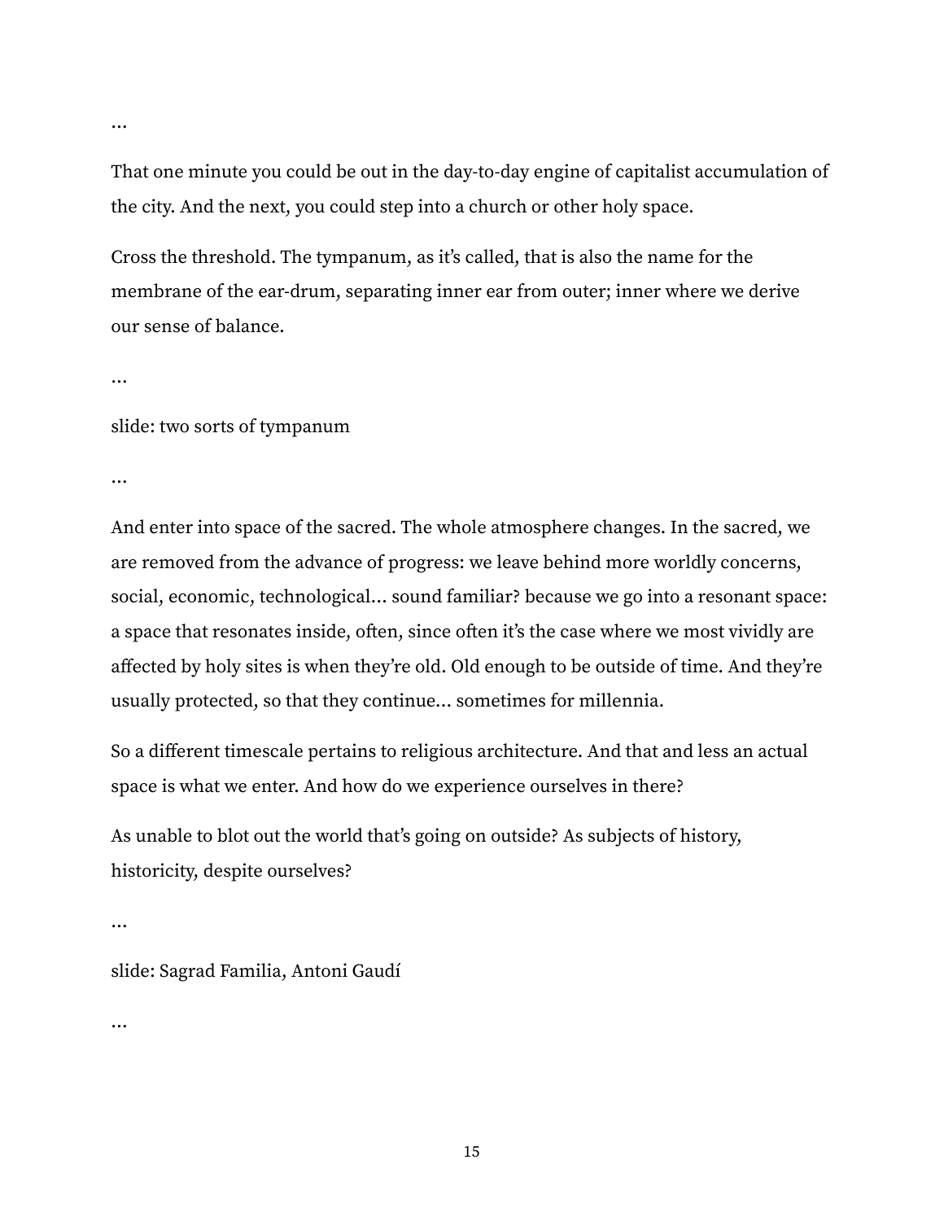…

That one minute you could be out in the day-to-day engine of capitalist accumulation of the city. And the next, you could step into a church or other holy space.

Cross the threshold. The tympanum, as it's called, that is also the name for the membrane of the ear-drum, separating inner ear from outer; inner where we derive our sense of balance.

…

slide: two sorts of tympanum

…

And enter into space of the sacred. The whole atmosphere changes. In the sacred, we are removed from the advance of progress: we leave behind more worldly concerns, social, economic, technological… sound familiar? because we go into a resonant space: a space that resonates inside, often, since often it's the case where we most vividly are affected by holy sites is when they're old. Old enough to be outside of time. And they're usually protected, so that they continue… sometimes for millennia.

So a different timescale pertains to religious architecture. And that and less an actual space is what we enter. And how do we experience ourselves in there?

As unable to blot out the world that's going on outside? As subjects of history, historicity, despite ourselves?

…

slide: Sagrad Familia, Antoni Gaudí

…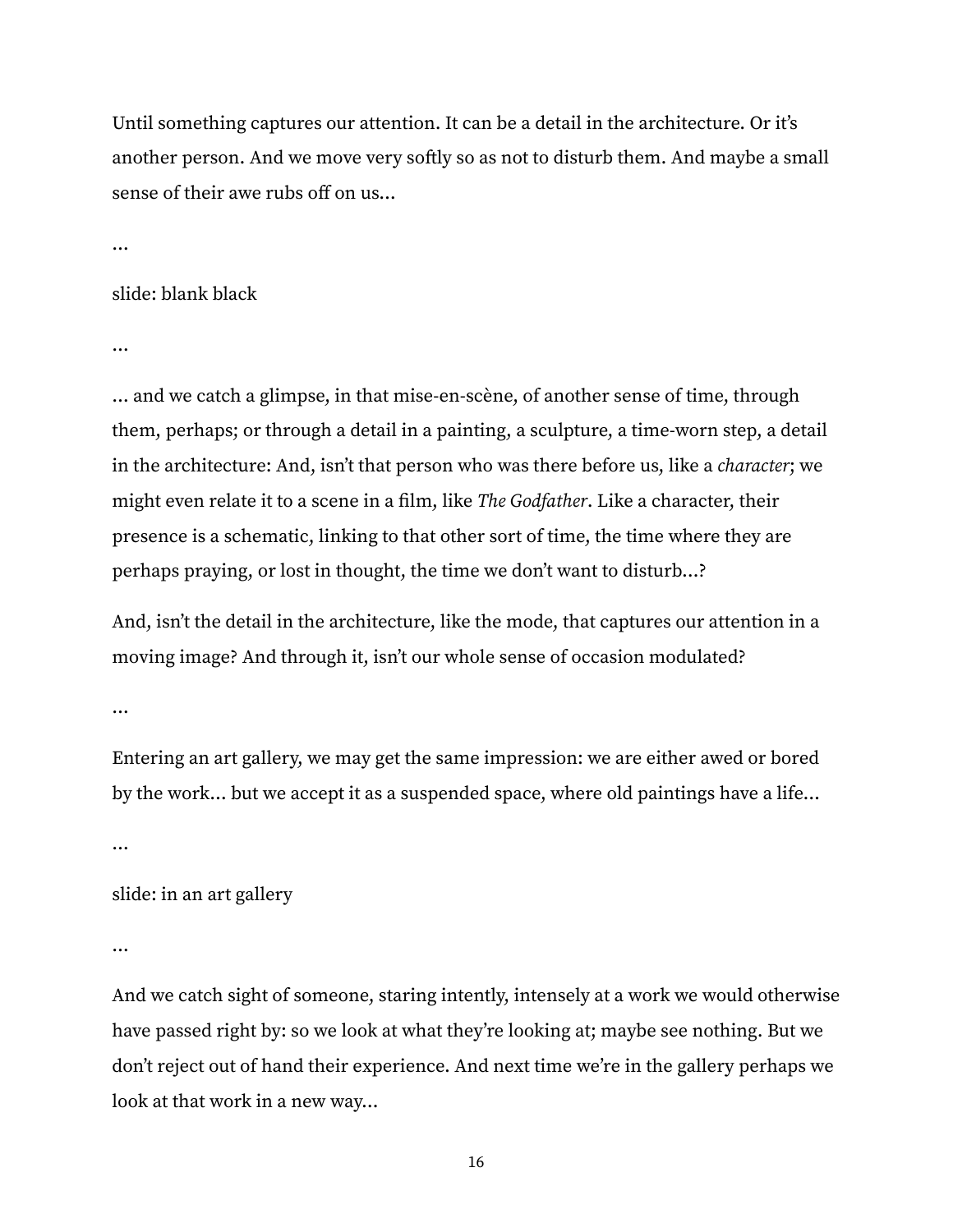Until something captures our attention. It can be a detail in the architecture. Or it's another person. And we move very softly so as not to disturb them. And maybe a small sense of their awe rubs off on us…

…

slide: blank black

…

… and we catch a glimpse, in that mise-en-scène, of another sense of time, through them, perhaps; or through a detail in a painting, a sculpture, a time-worn step, a detail in the architecture: And, isn't that person who was there before us, like a *character*; we might even relate it to a scene in a film, like *The Godfather*. Like a character, their presence is a schematic, linking to that other sort of time, the time where they are perhaps praying, or lost in thought, the time we don't want to disturb…?

And, isn't the detail in the architecture, like the mode, that captures our attention in a moving image? And through it, isn't our whole sense of occasion modulated?

…

Entering an art gallery, we may get the same impression: we are either awed or bored by the work… but we accept it as a suspended space, where old paintings have a life…

…

slide: in an art gallery

…

And we catch sight of someone, staring intently, intensely at a work we would otherwise have passed right by: so we look at what they're looking at; maybe see nothing. But we don't reject out of hand their experience. And next time we're in the gallery perhaps we look at that work in a new way…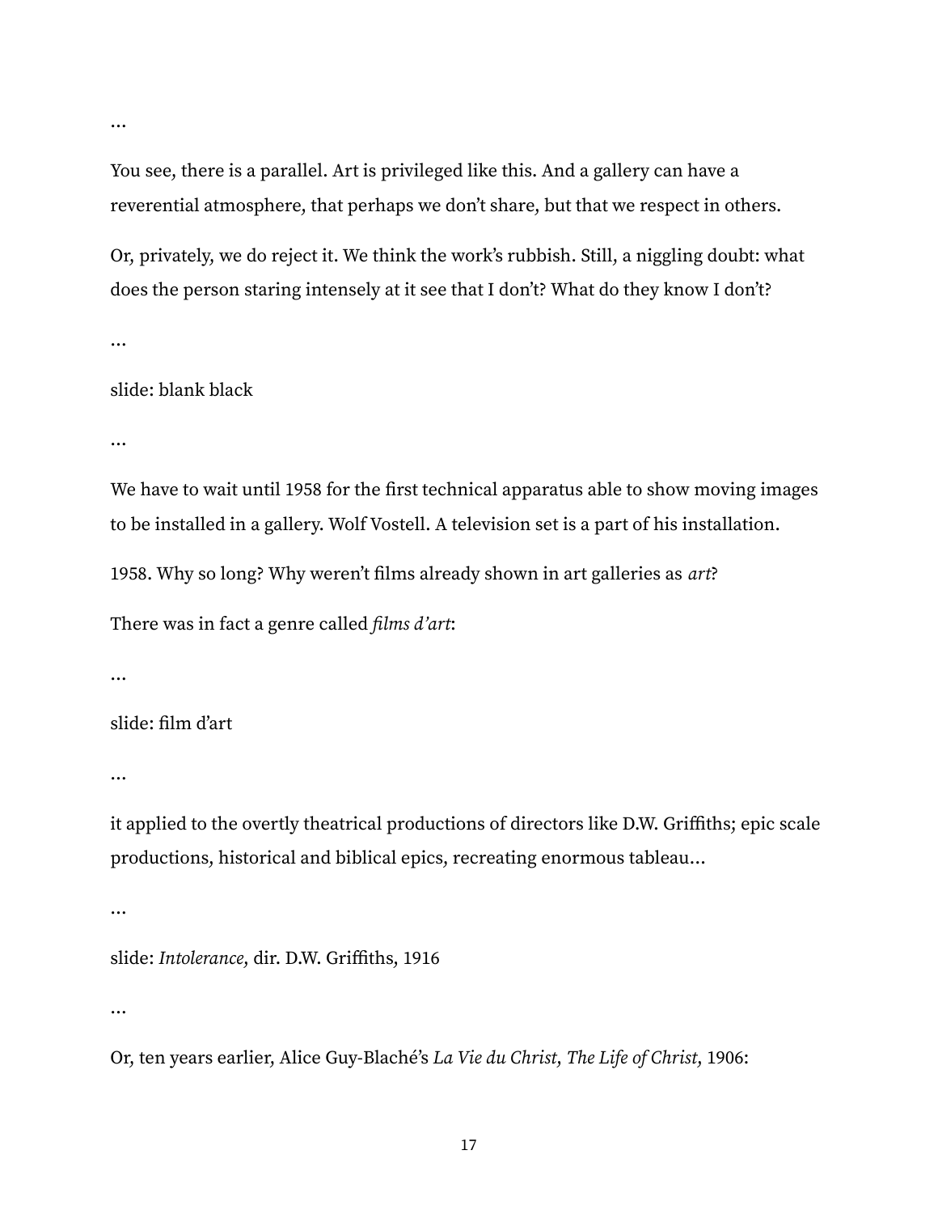…

You see, there is a parallel. Art is privileged like this. And a gallery can have a reverential atmosphere, that perhaps we don't share, but that we respect in others.

Or, privately, we do reject it. We think the work's rubbish. Still, a niggling doubt: what does the person staring intensely at it see that I don't? What do they know I don't?

…

slide: blank black

…

We have to wait until 1958 for the first technical apparatus able to show moving images to be installed in a gallery. Wolf Vostell. A television set is a part of his installation.

1958. Why so long? Why weren't films already shown in art galleries as *art*?

There was in fact a genre called *films d'art*:

…

slide: film d'art

…

it applied to the overtly theatrical productions of directors like D.W. Griffiths; epic scale productions, historical and biblical epics, recreating enormous tableau…

…

slide: *Intolerance*, dir. D.W. Griffiths, 1916

…

Or, ten years earlier, Alice Guy-Blaché's *La Vie du Christ*, *The Life of Christ*, 1906: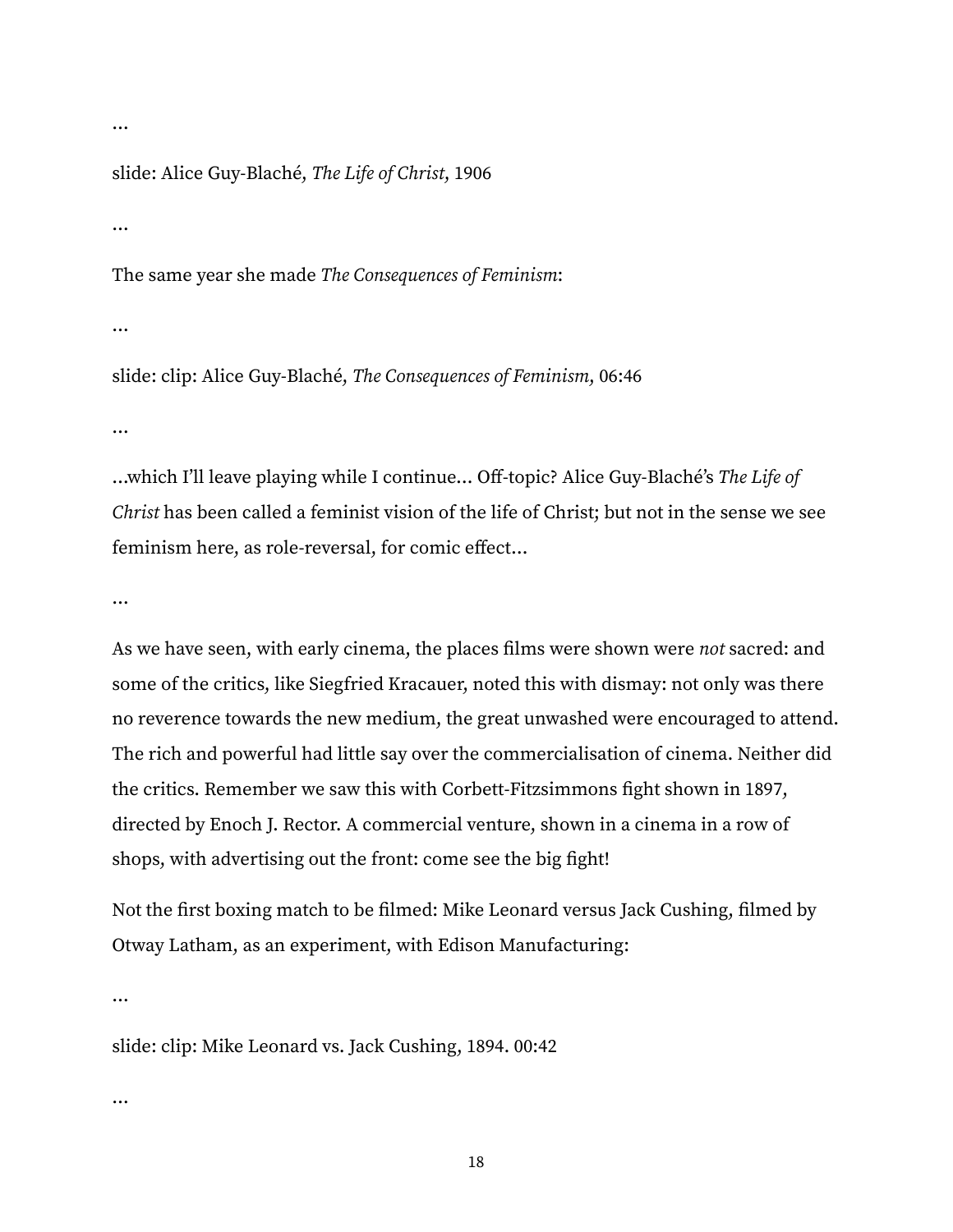…

slide: Alice Guy-Blaché, *The Life of Christ*, 1906

…

The same year she made *The Consequences of Feminism*:

…

slide: clip: Alice Guy-Blaché, *The Consequences of Feminism*, 06:46

…

…which I'll leave playing while I continue… Off-topic? Alice Guy-Blaché's *The Life of Christ* has been called a feminist vision of the life of Christ; but not in the sense we see feminism here, as role-reversal, for comic effect…

…

As we have seen, with early cinema, the places films were shown were *not* sacred: and some of the critics, like Siegfried Kracauer, noted this with dismay: not only was there no reverence towards the new medium, the great unwashed were encouraged to attend. The rich and powerful had little say over the commercialisation of cinema. Neither did the critics. Remember we saw this with Corbett-Fitzsimmons fight shown in 1897, directed by Enoch J. Rector. A commercial venture, shown in a cinema in a row of shops, with advertising out the front: come see the big fight!

Not the first boxing match to be filmed: Mike Leonard versus Jack Cushing, filmed by Otway Latham, as an experiment, with Edison Manufacturing:

…

slide: clip: Mike Leonard vs. Jack Cushing, 1894. 00:42

…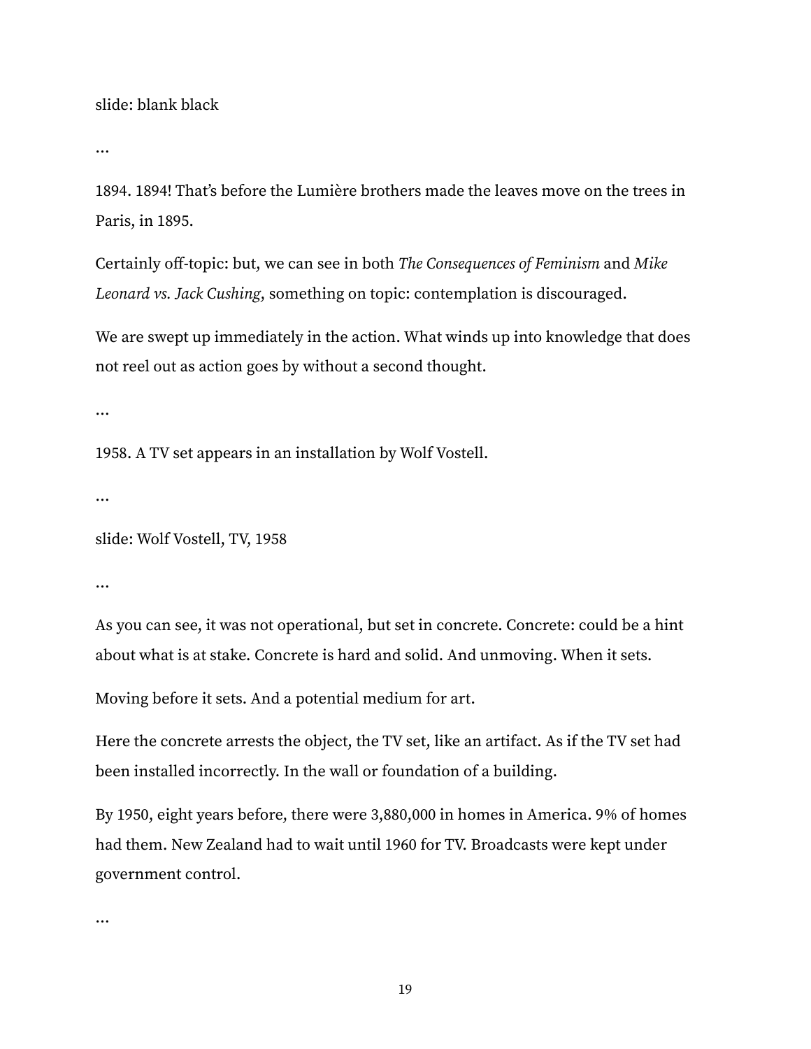slide: blank black

…

1894. 1894! That's before the Lumière brothers made the leaves move on the trees in Paris, in 1895.

Certainly off-topic: but, we can see in both *The Consequences of Feminism* and *Mike Leonard vs. Jack Cushing*, something on topic: contemplation is discouraged.

We are swept up immediately in the action. What winds up into knowledge that does not reel out as action goes by without a second thought.

…

1958. A TV set appears in an installation by Wolf Vostell.

…

slide: Wolf Vostell, TV, 1958

…

As you can see, it was not operational, but set in concrete. Concrete: could be a hint about what is at stake. Concrete is hard and solid. And unmoving. When it sets.

Moving before it sets. And a potential medium for art.

Here the concrete arrests the object, the TV set, like an artifact. As if the TV set had been installed incorrectly. In the wall or foundation of a building.

By 1950, eight years before, there were 3,880,000 in homes in America. 9% of homes had them. New Zealand had to wait until 1960 for TV. Broadcasts were kept under government control.

…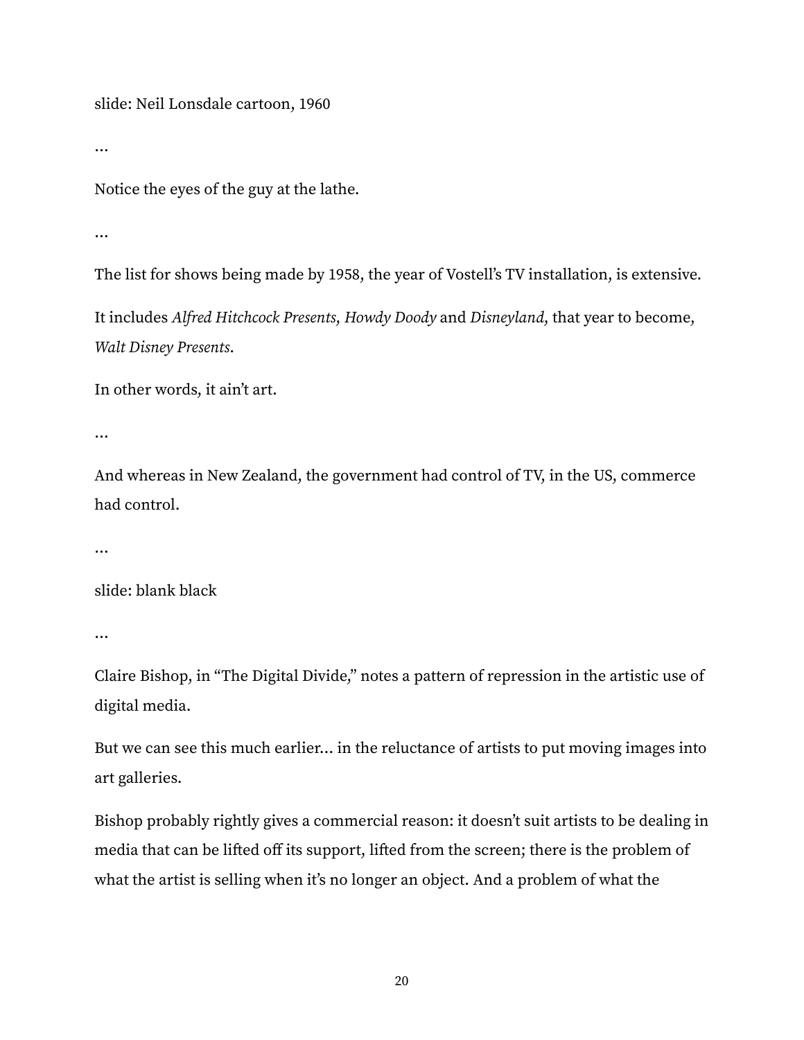slide: Neil Lonsdale cartoon, 1960

…

Notice the eyes of the guy at the lathe.

…

The list for shows being made by 1958, the year of Vostell's TV installation, is extensive.

It includes *Alfred Hitchcock Presents, Howdy Doody* and *Disneyland,* that year to become, *Walt Disney Presents*.

In other words, it ain't art.

…

And whereas in New Zealand, the government had control of TV, in the US, commerce had control.

…

slide: blank black

…

Claire Bishop, in "The Digital Divide," notes a pattern of repression in the artistic use of digital media.

But we can see this much earlier… in the reluctance of artists to put moving images into art galleries.

Bishop probably rightly gives a commercial reason: it doesn't suit artists to be dealing in media that can be lifted off its support, lifted from the screen; there is the problem of what the artist is selling when it's no longer an object. And a problem of what the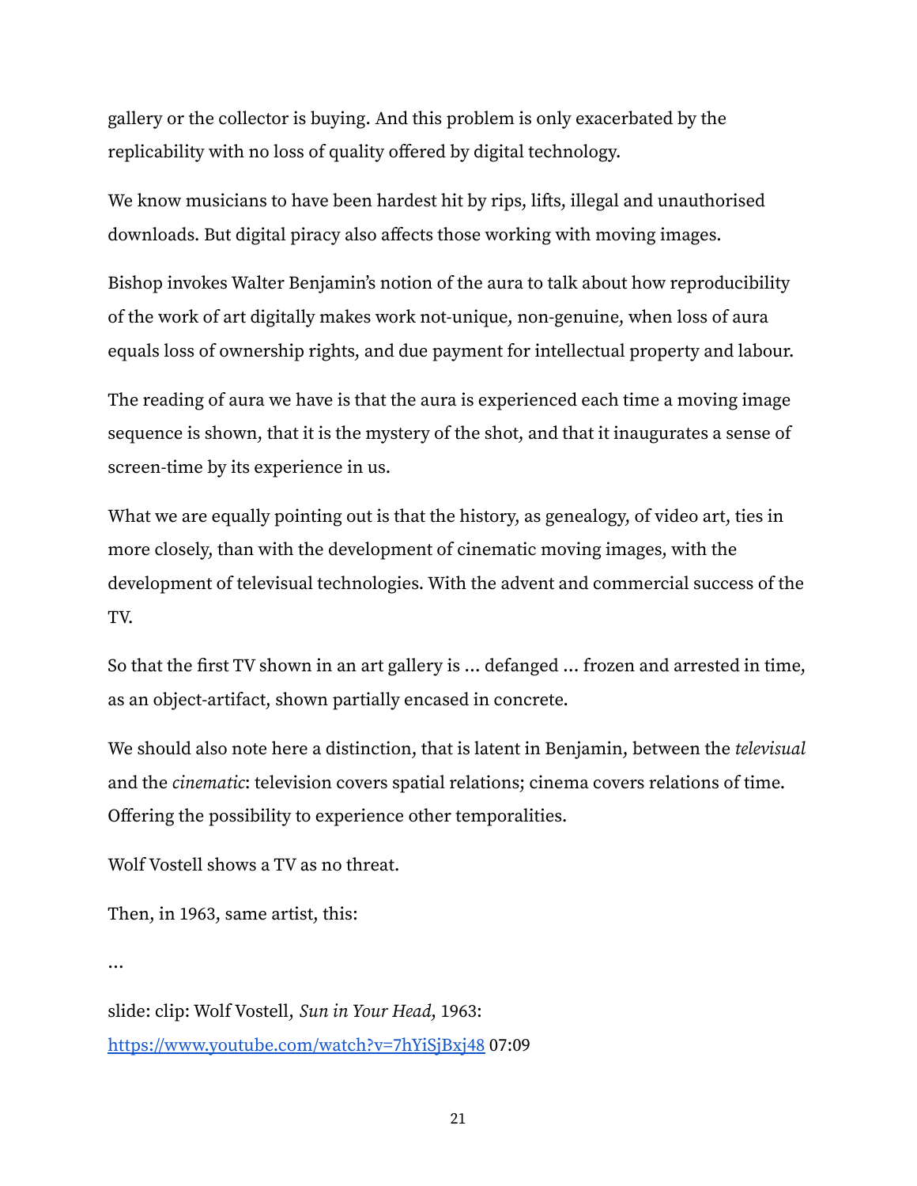gallery or the collector is buying. And this problem is only exacerbated by the replicability with no loss of quality offered by digital technology.

We know musicians to have been hardest hit by rips, lifts, illegal and unauthorised downloads. But digital piracy also affects those working with moving images.

Bishop invokes Walter Benjamin's notion of the aura to talk about how reproducibility of the work of art digitally makes work not-unique, non-genuine, when loss of aura equals loss of ownership rights, and due payment for intellectual property and labour.

The reading of aura we have is that the aura is experienced each time a moving image sequence is shown, that it is the mystery of the shot, and that it inaugurates a sense of screen-time by its experience in us.

What we are equally pointing out is that the history, as genealogy, of video art, ties in more closely, than with the development of cinematic moving images, with the development of televisual technologies. With the advent and commercial success of the TV.

So that the first TV shown in an art gallery is … defanged … frozen and arrested in time, as an object-artifact, shown partially encased in concrete.

We should also note here a distinction, that is latent in Benjamin, between the *televisual* and the *cinematic*: television covers spatial relations; cinema covers relations of time. Offering the possibility to experience other temporalities.

Wolf Vostell shows a TV as no threat.

Then, in 1963, same artist, this:

…

slide: clip: Wolf Vostell, *Sun in Your Head*, 1963: [https://www.youtube.com/watch?v=7hYiSjBxj48](https://www.youtube.com/watch?v=7hYiSjBxj48) 07:09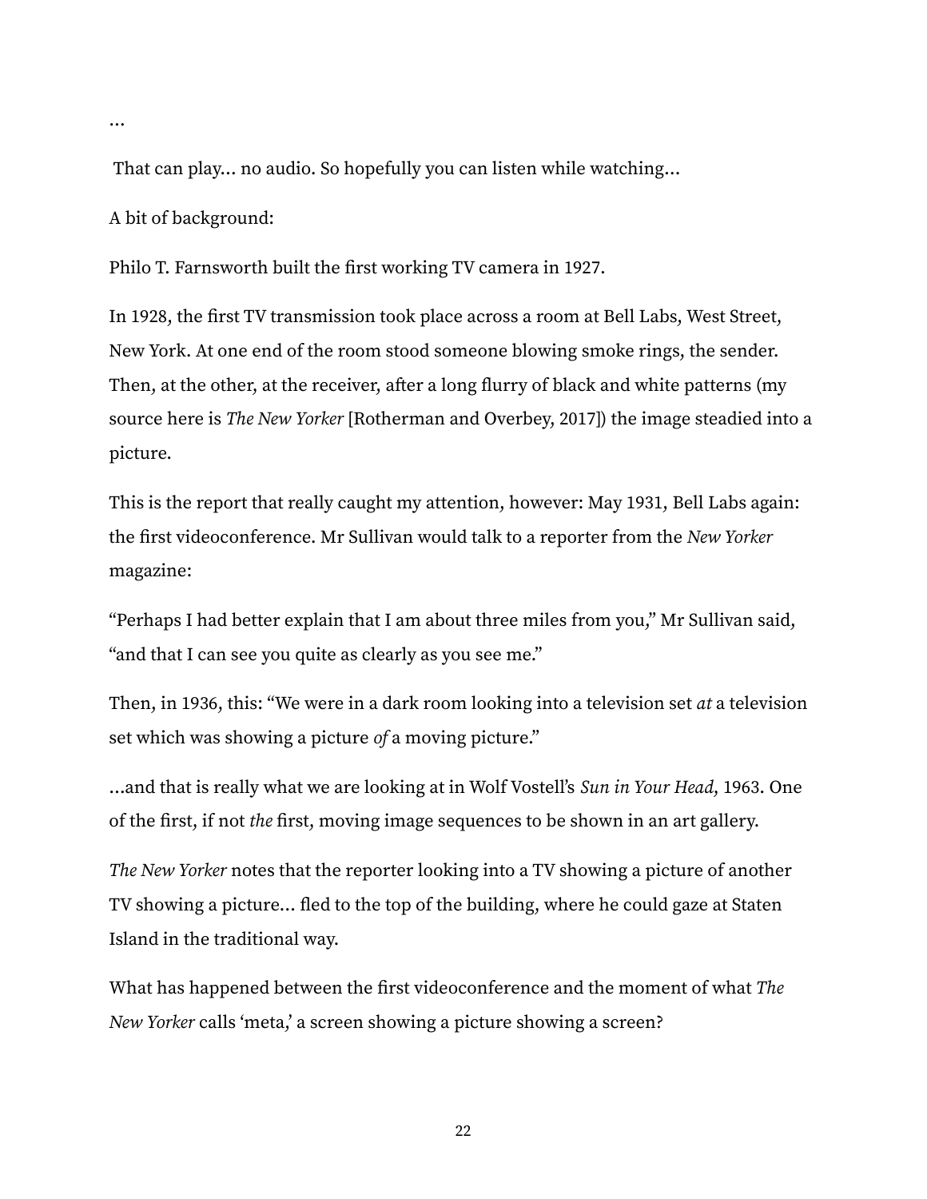…

That can play… no audio. So hopefully you can listen while watching…

A bit of background:

Philo T. Farnsworth built the first working TV camera in 1927.

In 1928, the first TV transmission took place across a room at Bell Labs, West Street, New York. At one end of the room stood someone blowing smoke rings, the sender. Then, at the other, at the receiver, after a long flurry of black and white patterns (my source here is *The New Yorker* [Rotherman and Overbey, 2017]) the image steadied into a picture.

This is the report that really caught my attention, however: May 1931, Bell Labs again: the first videoconference. Mr Sullivan would talk to a reporter from the *New Yorker* magazine:

"Perhaps I had better explain that I am about three miles from you," Mr Sullivan said, "and that I can see you quite as clearly as you see me."

Then, in 1936, this: "We were in a dark room looking into a television set *at* a television set which was showing a picture *of* a moving picture."

…and that is really what we are looking at in Wolf Vostell's *Sun in Your Head*, 1963. One of the first, if not *the* first, moving image sequences to be shown in an art gallery.

*The New Yorker* notes that the reporter looking into a TV showing a picture of another TV showing a picture… fled to the top of the building, where he could gaze at Staten Island in the traditional way.

What has happened between the first videoconference and the moment of what *The New Yorker* calls 'meta,' a screen showing a picture showing a screen?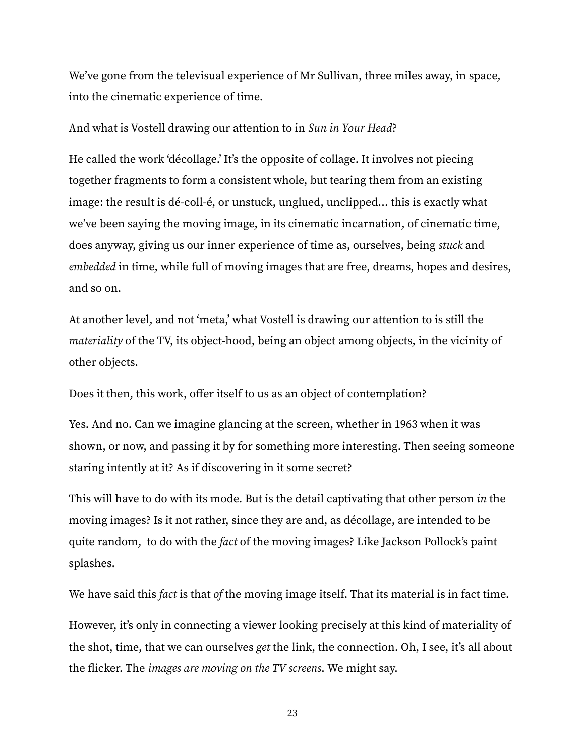We've gone from the televisual experience of Mr Sullivan, three miles away, in space, into the cinematic experience of time.

And what is Vostell drawing our attention to in *Sun in Your Head*?

He called the work 'décollage.' It's the opposite of collage. It involves not piecing together fragments to form a consistent whole, but tearing them from an existing image: the result is dé-coll-é, or unstuck, unglued, unclipped… this is exactly what we've been saying the moving image, in its cinematic incarnation, of cinematic time, does anyway, giving us our inner experience of time as, ourselves, being *stuck* and *embedded* in time, while full of moving images that are free, dreams, hopes and desires, and so on.

At another level, and not 'meta,' what Vostell is drawing our attention to is still the *materiality* of the TV, its object-hood, being an object among objects, in the vicinity of other objects.

Does it then, this work, offer itself to us as an object of contemplation?

Yes. And no. Can we imagine glancing at the screen, whether in 1963 when it was shown, or now, and passing it by for something more interesting. Then seeing someone staring intently at it? As if discovering in it some secret?

This will have to do with its mode. But is the detail captivating that other person *in* the moving images? Is it not rather, since they are and, as décollage, are intended to be quite random, to do with the *fact* of the moving images? Like Jackson Pollock's paint splashes.

We have said this *fact* is that *of* the moving image itself. That its material is in fact time.

However, it's only in connecting a viewer looking precisely at this kind of materiality of the shot, time, that we can ourselves *get* the link, the connection. Oh, I see, it's all about the flicker. The *images are moving on the TV screens*. We might say.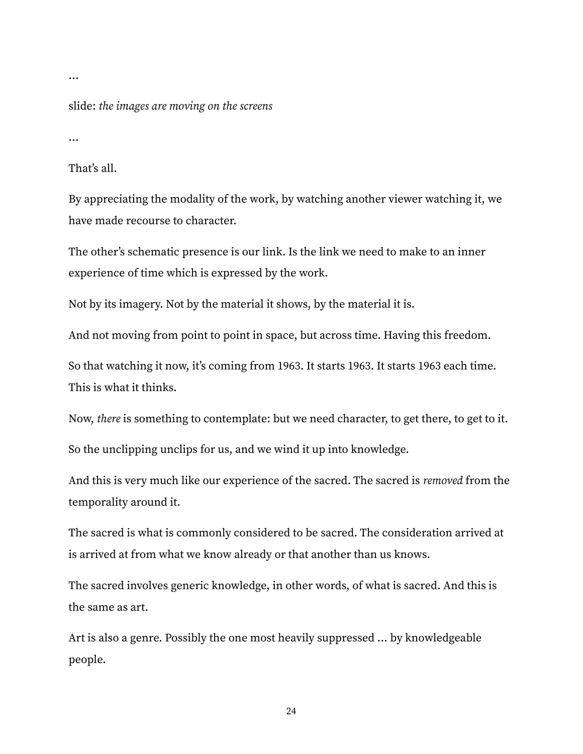…

slide: *the images are moving on the screens*

…

That's all.

By appreciating the modality of the work, by watching another viewer watching it, we have made recourse to character.

The other's schematic presence is our link. Is the link we need to make to an inner experience of time which is expressed by the work.

Not by its imagery. Not by the material it shows, by the material it is.

And not moving from point to point in space, but across time. Having this freedom.

So that watching it now, it's coming from 1963. It starts 1963. It starts 1963 each time. This is what it thinks.

Now, *there* is something to contemplate: but we need character, to get there, to get to it.

So the unclipping unclips for us, and we wind it up into knowledge.

And this is very much like our experience of the sacred. The sacred is *removed* from the temporality around it.

The sacred is what is commonly considered to be sacred. The consideration arrived at is arrived at from what we know already or that another than us knows.

The sacred involves generic knowledge, in other words, of what is sacred. And this is the same as art.

Art is also a genre. Possibly the one most heavily suppressed … by knowledgeable people.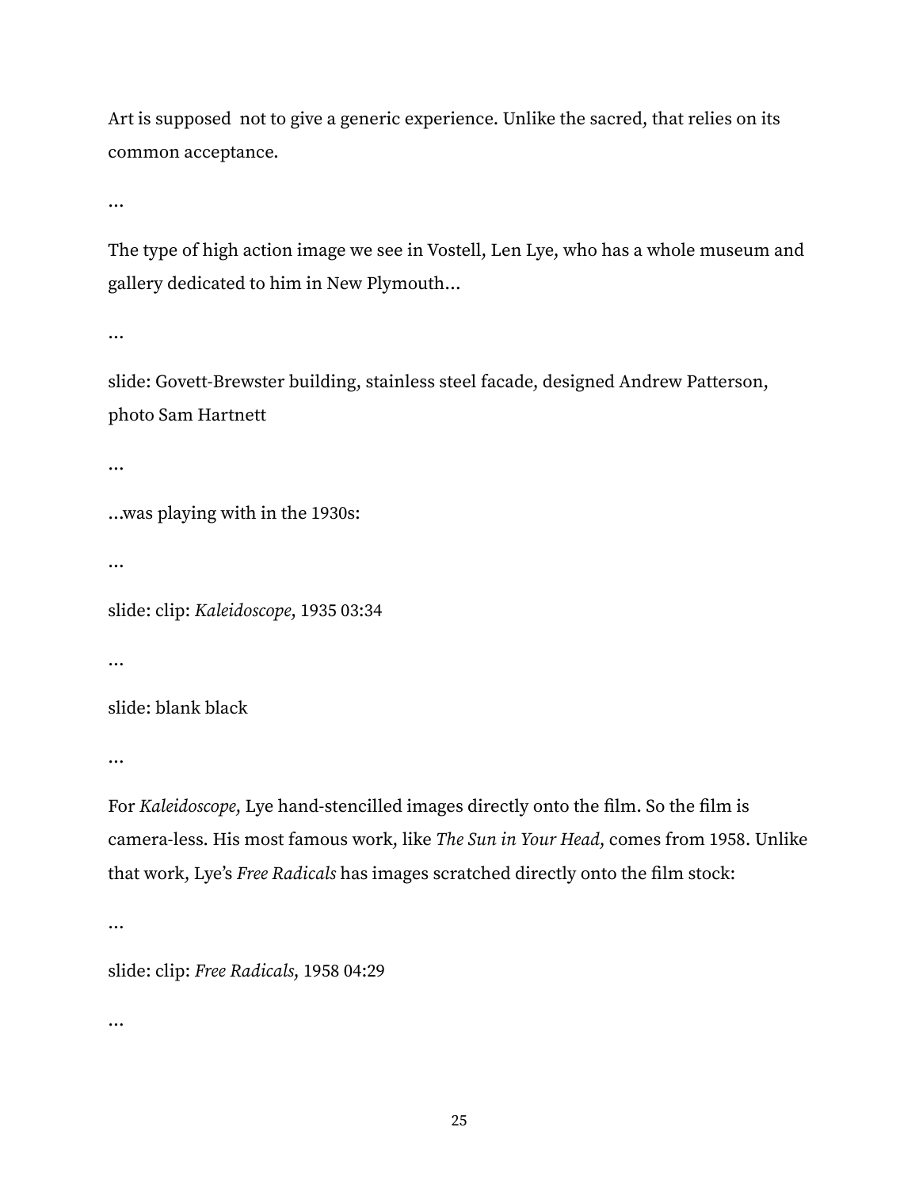Art is supposed  not to give a generic experience. Unlike the sacred, that relies on its common acceptance.

…

The type of high action image we see in Vostell, Len Lye, who has a whole museum and gallery dedicated to him in New Plymouth…

…

slide: Govett-Brewster building, stainless steel facade, designed Andrew Patterson, photo Sam Hartnett

…

…was playing with in the 1930s:

…

slide: clip: *Kaleidoscope,* 1935 03:34

…

slide: blank black

…

For *Kaleidoscope,* Lye hand-stencilled images directly onto the film. So the film is camera-less. His most famous work, like *The Sun in Your Head,* comes from 1958. Unlike that work, Lye's *Free Radicals* has images scratched directly onto the film stock:

…

slide: clip: *Free Radicals,* 1958 04:29

…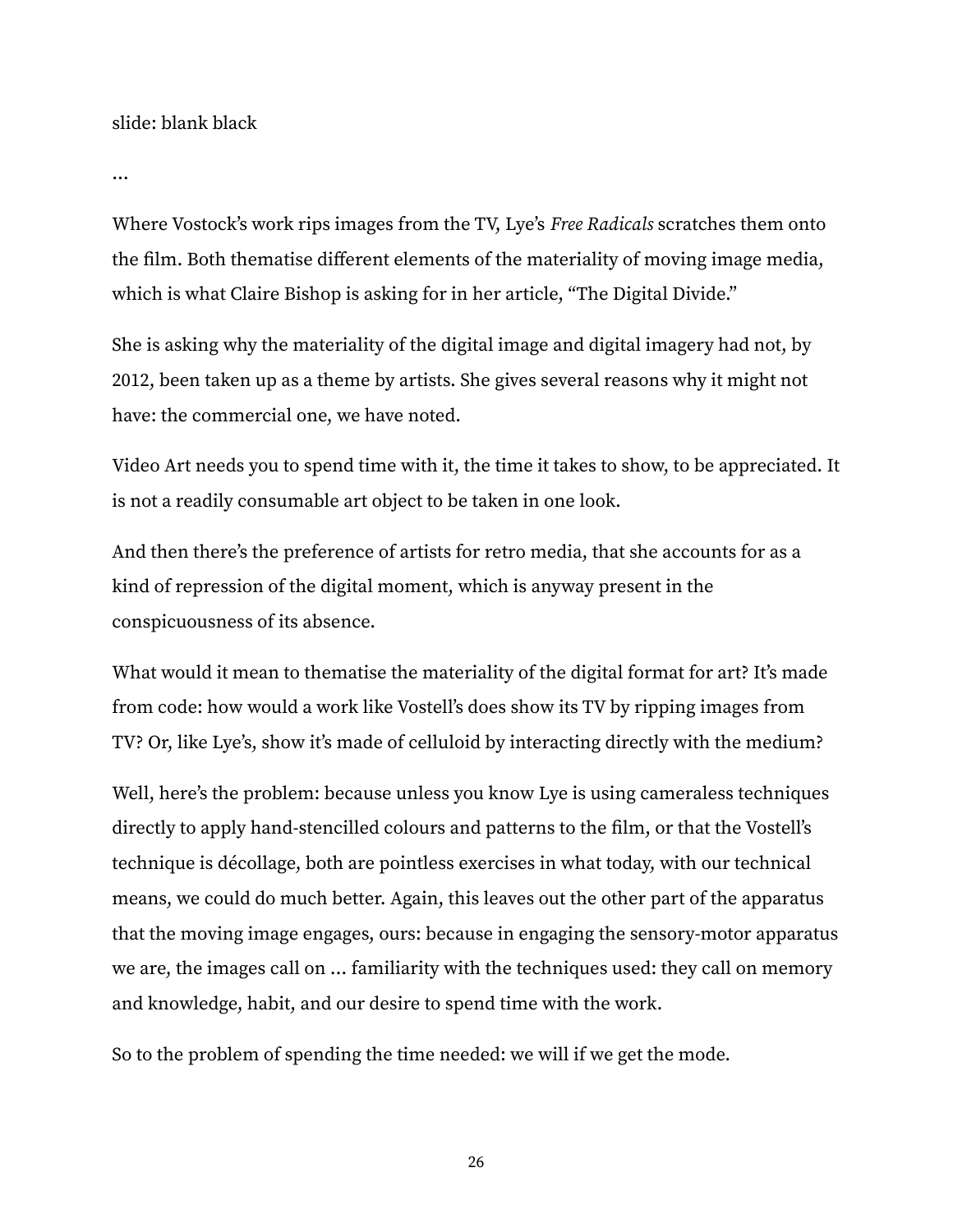slide: blank black

…

Where Vostock’s work rips images from the TV, Lye’s *Free Radicals* scratches them onto the film. Both thematise different elements of the materiality of moving image media, which is what Claire Bishop is asking for in her article, “The Digital Divide.”

She is asking why the materiality of the digital image and digital imagery had not, by 2012, been taken up as a theme by artists. She gives several reasons why it might not have: the commercial one, we have noted.

Video Art needs you to spend time with it, the time it takes to show, to be appreciated. It is not a readily consumable art object to be taken in one look.

And then there’s the preference of artists for retro media, that she accounts for as a kind of repression of the digital moment, which is anyway present in the conspicuousness of its absence.

What would it mean to thematise the materiality of the digital format for art? It’s made from code: how would a work like Vostell’s does show its TV by ripping images from TV? Or, like Lye’s, show it’s made of celluloid by interacting directly with the medium?

Well, here’s the problem: because unless you know Lye is using cameraless techniques directly to apply hand-stencilled colours and patterns to the film, or that the Vostell’s technique is décollage, both are pointless exercises in what today, with our technical means, we could do much better. Again, this leaves out the other part of the apparatus that the moving image engages, ours: because in engaging the sensory-motor apparatus we are, the images call on … familiarity with the techniques used: they call on memory and knowledge, habit, and our desire to spend time with the work.

So to the problem of spending the time needed: we will if we get the mode.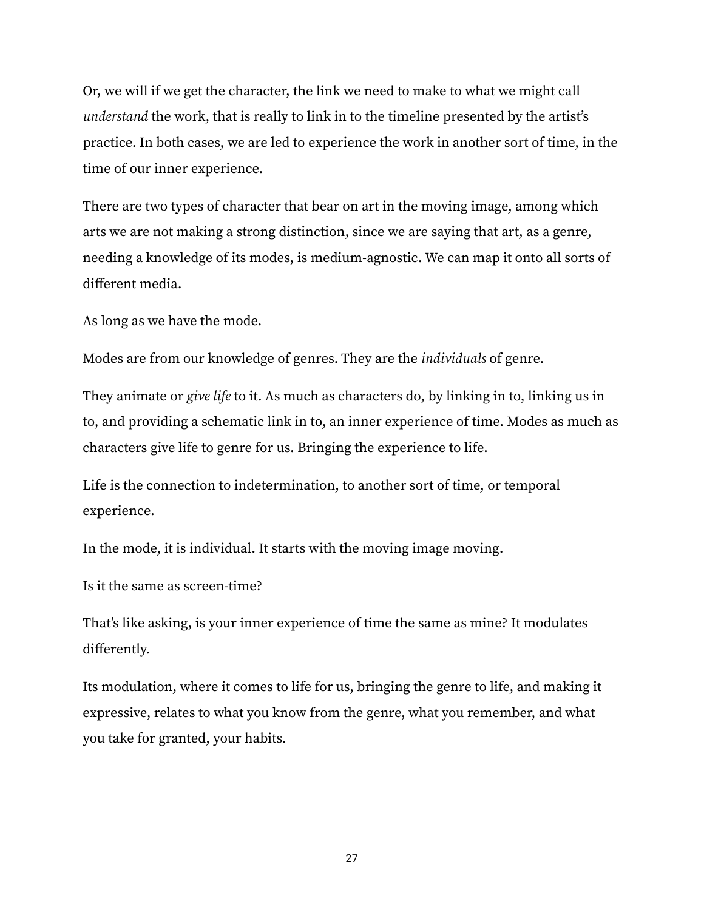Or, we will if we get the character, the link we need to make to what we might call *understand* the work, that is really to link in to the timeline presented by the artist's practice. In both cases, we are led to experience the work in another sort of time, in the time of our inner experience.

There are two types of character that bear on art in the moving image, among which arts we are not making a strong distinction, since we are saying that art, as a genre, needing a knowledge of its modes, is medium-agnostic. We can map it onto all sorts of different media.

As long as we have the mode.

Modes are from our knowledge of genres. They are the *individuals* of genre.

They animate or *give life* to it. As much as characters do, by linking in to, linking us in to, and providing a schematic link in to, an inner experience of time. Modes as much as characters give life to genre for us. Bringing the experience to life.

Life is the connection to indetermination, to another sort of time, or temporal experience.

In the mode, it is individual. It starts with the moving image moving.

Is it the same as screen-time?

That's like asking, is your inner experience of time the same as mine? It modulates differently.

Its modulation, where it comes to life for us, bringing the genre to life, and making it expressive, relates to what you know from the genre, what you remember, and what you take for granted, your habits.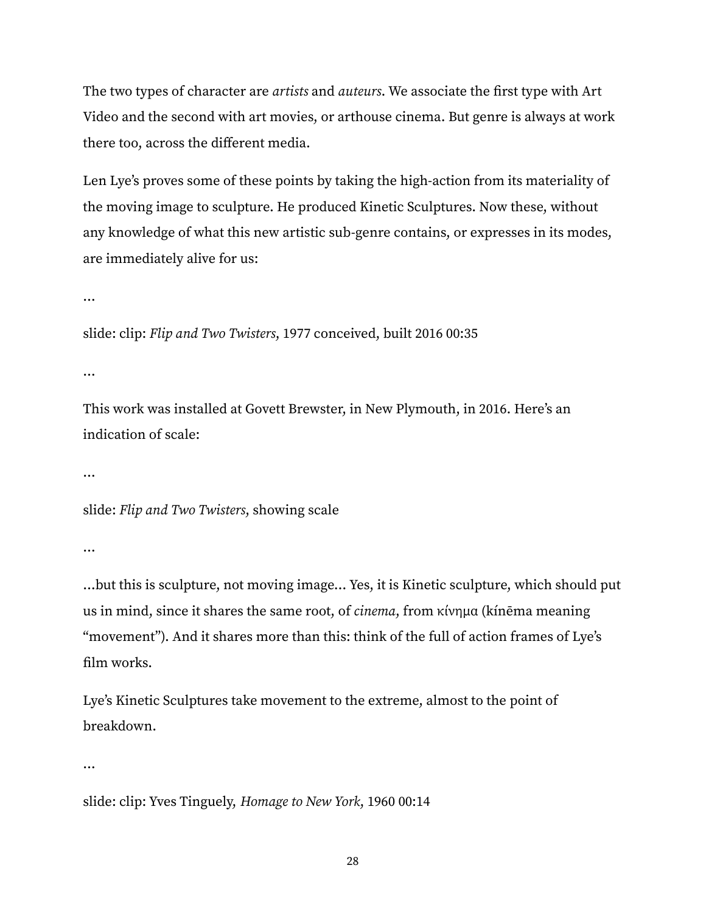The two types of character are *artists* and *auteurs*. We associate the first type with Art Video and the second with art movies, or arthouse cinema. But genre is always at work there too, across the different media.

Len Lye's proves some of these points by taking the high-action from its materiality of the moving image to sculpture. He produced Kinetic Sculptures. Now these, without any knowledge of what this new artistic sub-genre contains, or expresses in its modes, are immediately alive for us:

…

slide: clip: *Flip and Two Twisters*, 1977 conceived, built 2016 00:35

…

This work was installed at Govett Brewster, in New Plymouth, in 2016. Here's an indication of scale:

…

slide: *Flip and Two Twisters*, showing scale

…

…but this is sculpture, not moving image… Yes, it is Kinetic sculpture, which should put us in mind, since it shares the same root, of *cinema*, from κίνημα (kínēma meaning "movement"). And it shares more than this: think of the full of action frames of Lye's film works.

Lye's Kinetic Sculptures take movement to the extreme, almost to the point of breakdown.

…

slide: clip: Yves Tinguely, *Homage to New York*, 1960 00:14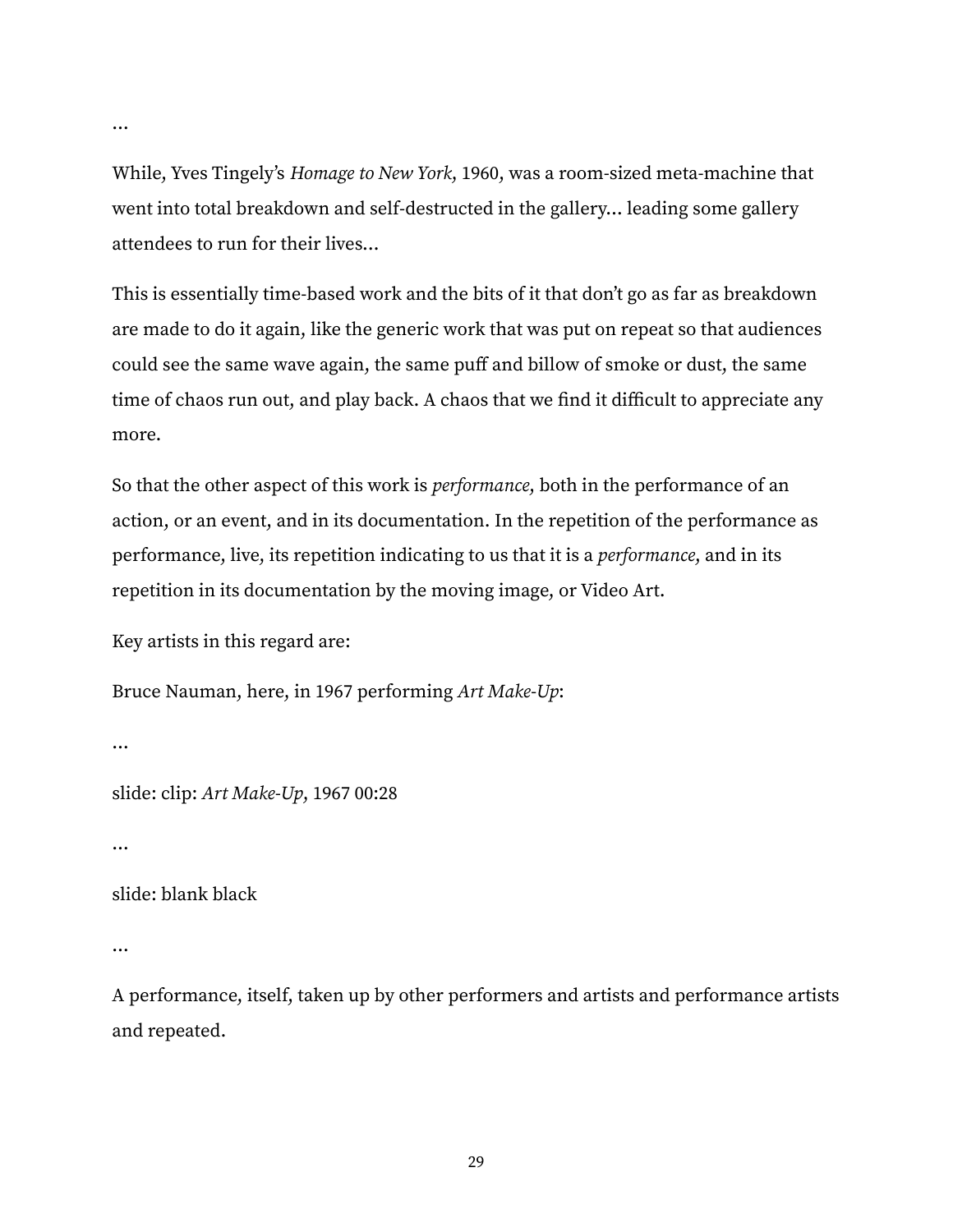…

While, Yves Tingely's *Homage to New York*, 1960, was a room-sized meta-machine that went into total breakdown and self-destructed in the gallery… leading some gallery attendees to run for their lives…

This is essentially time-based work and the bits of it that don't go as far as breakdown are made to do it again, like the generic work that was put on repeat so that audiences could see the same wave again, the same puff and billow of smoke or dust, the same time of chaos run out, and play back. A chaos that we find it difficult to appreciate any more.

So that the other aspect of this work is *performance*, both in the performance of an action, or an event, and in its documentation. In the repetition of the performance as performance, live, its repetition indicating to us that it is a *performance*, and in its repetition in its documentation by the moving image, or Video Art.

Key artists in this regard are:

Bruce Nauman, here, in 1967 performing *Art Make-Up*:

…

slide: clip: *Art Make-Up*, 1967 00:28

…

slide: blank black

…

A performance, itself, taken up by other performers and artists and performance artists and repeated.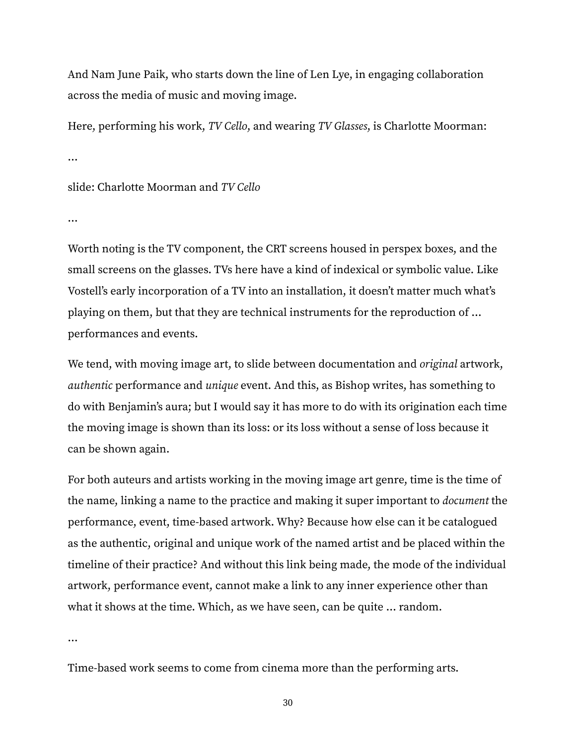And Nam June Paik, who starts down the line of Len Lye, in engaging collaboration across the media of music and moving image.

Here, performing his work, *TV Cello*, and wearing *TV Glasses*, is Charlotte Moorman:

…

slide: Charlotte Moorman and *TV Cello*

…

Worth noting is the TV component, the CRT screens housed in perspex boxes, and the small screens on the glasses. TVs here have a kind of indexical or symbolic value. Like Vostell's early incorporation of a TV into an installation, it doesn't matter much what's playing on them, but that they are technical instruments for the reproduction of … performances and events.

We tend, with moving image art, to slide between documentation and *original* artwork, *authentic* performance and *unique* event. And this, as Bishop writes, has something to do with Benjamin's aura; but I would say it has more to do with its origination each time the moving image is shown than its loss: or its loss without a sense of loss because it can be shown again.

For both auteurs and artists working in the moving image art genre, time is the time of the name, linking a name to the practice and making it super important to *document* the performance, event, time-based artwork. Why? Because how else can it be catalogued as the authentic, original and unique work of the named artist and be placed within the timeline of their practice? And without this link being made, the mode of the individual artwork, performance event, cannot make a link to any inner experience other than what it shows at the time. Which, as we have seen, can be quite … random.

…

Time-based work seems to come from cinema more than the performing arts.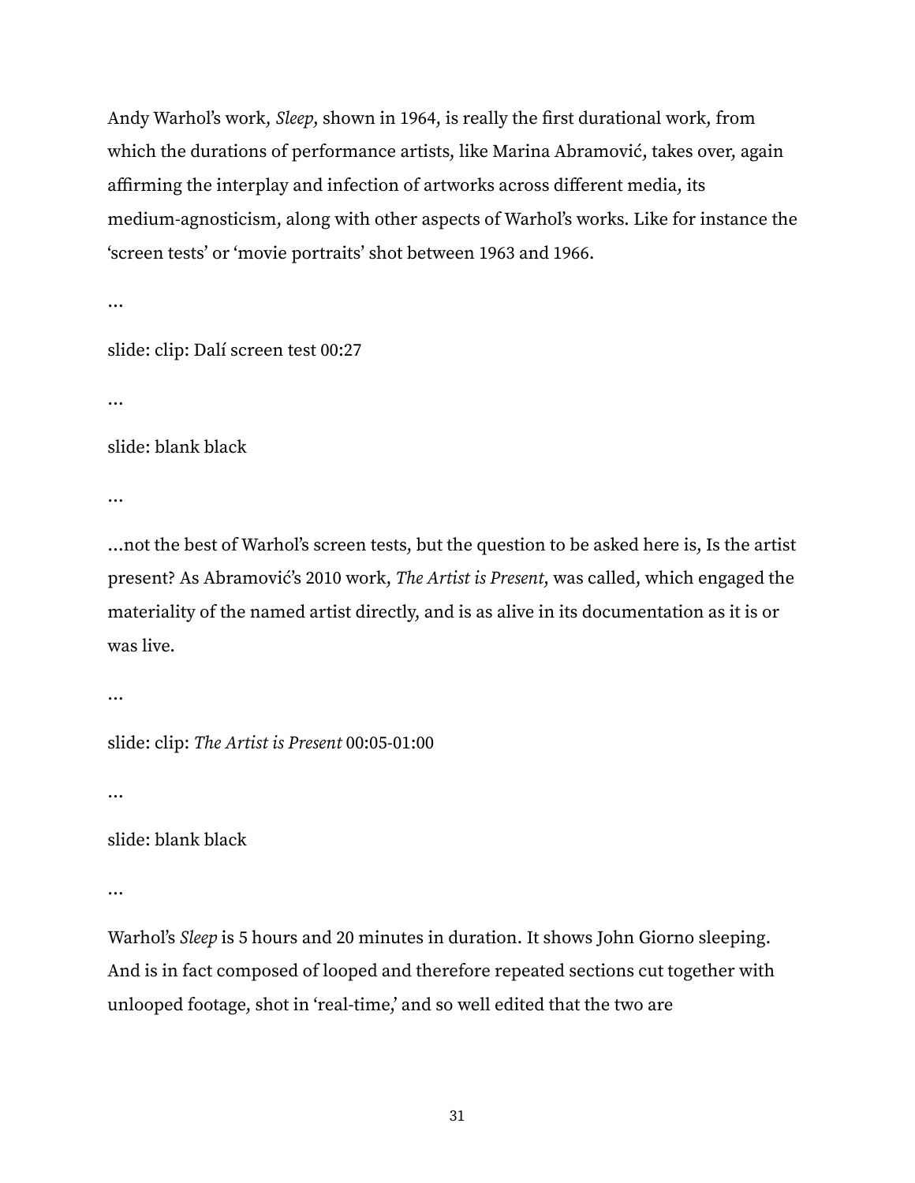Andy Warhol's work, *Sleep*, shown in 1964, is really the first durational work, from which the durations of performance artists, like Marina Abramović, takes over, again affirming the interplay and infection of artworks across different media, its medium-agnosticism, along with other aspects of Warhol's works. Like for instance the 'screen tests' or 'movie portraits' shot between 1963 and 1966.

…

slide: clip: Dalí screen test 00:27

…

slide: blank black

…

…not the best of Warhol's screen tests, but the question to be asked here is, Is the artist present? As Abramović's 2010 work, *The Artist is Present*, was called, which engaged the materiality of the named artist directly, and is as alive in its documentation as it is or was live.

…

slide: clip: *The Artist is Present* 00:05-01:00

…

slide: blank black

…

Warhol's *Sleep* is 5 hours and 20 minutes in duration. It shows John Giorno sleeping. And is in fact composed of looped and therefore repeated sections cut together with unlooped footage, shot in 'real-time,' and so well edited that the two are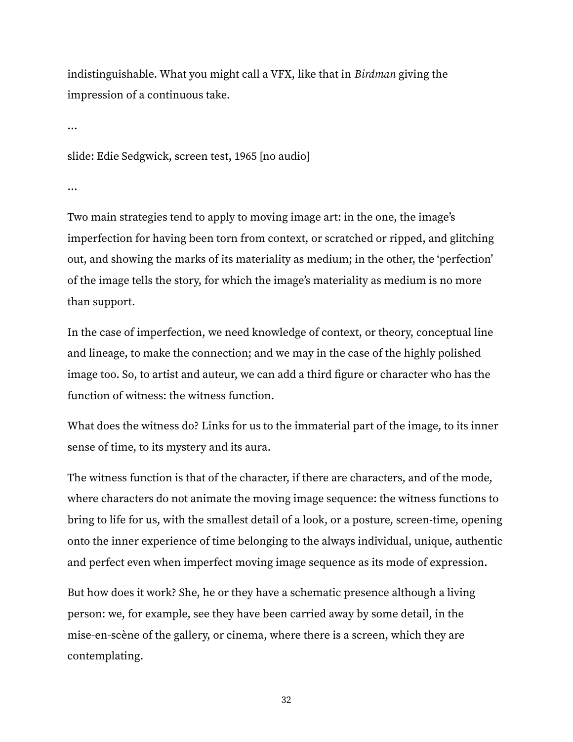indistinguishable. What you might call a VFX, like that in *Birdman* giving the impression of a continuous take.

…

slide: Edie Sedgwick, screen test, 1965 [no audio]

…

Two main strategies tend to apply to moving image art: in the one, the image's imperfection for having been torn from context, or scratched or ripped, and glitching out, and showing the marks of its materiality as medium; in the other, the 'perfection' of the image tells the story, for which the image's materiality as medium is no more than support.

In the case of imperfection, we need knowledge of context, or theory, conceptual line and lineage, to make the connection; and we may in the case of the highly polished image too. So, to artist and auteur, we can add a third figure or character who has the function of witness: the witness function.

What does the witness do? Links for us to the immaterial part of the image, to its inner sense of time, to its mystery and its aura.

The witness function is that of the character, if there are characters, and of the mode, where characters do not animate the moving image sequence: the witness functions to bring to life for us, with the smallest detail of a look, or a posture, screen-time, opening onto the inner experience of time belonging to the always individual, unique, authentic and perfect even when imperfect moving image sequence as its mode of expression.

But how does it work? She, he or they have a schematic presence although a living person: we, for example, see they have been carried away by some detail, in the mise-en-scène of the gallery, or cinema, where there is a screen, which they are contemplating.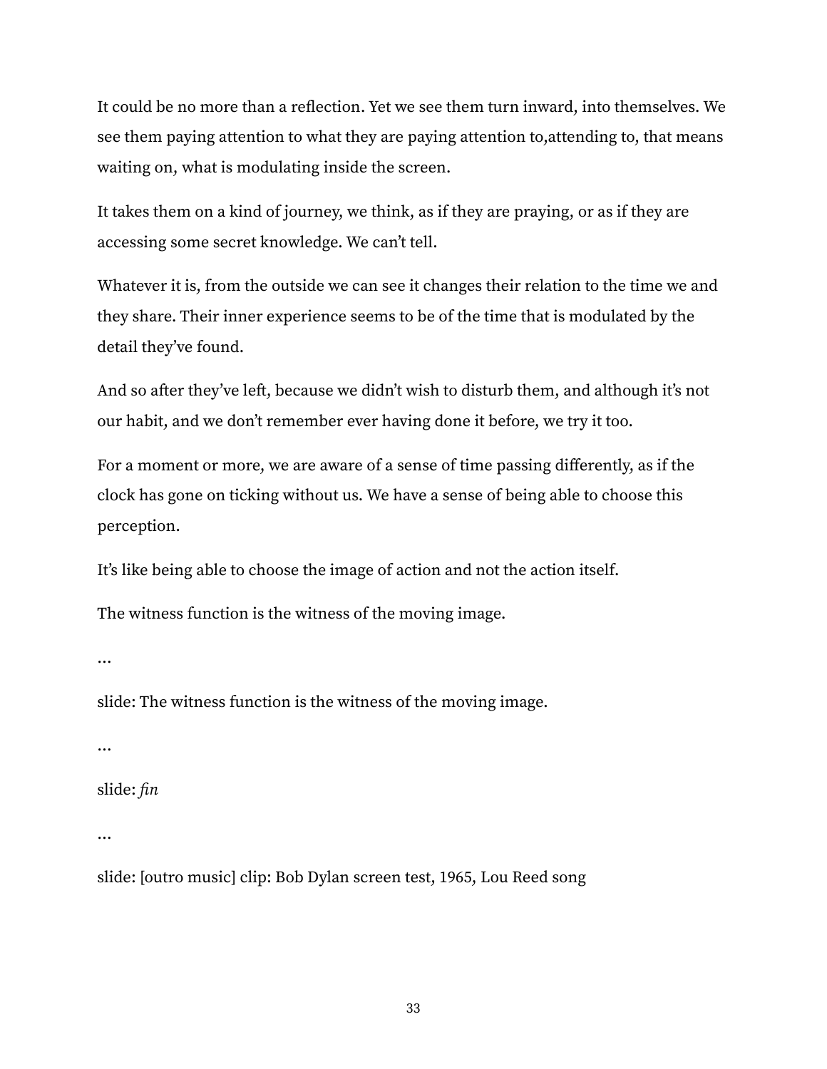It could be no more than a reflection. Yet we see them turn inward, into themselves. We see them paying attention to what they are paying attention to,attending to, that means waiting on, what is modulating inside the screen.

It takes them on a kind of journey, we think, as if they are praying, or as if they are accessing some secret knowledge. We can't tell.

Whatever it is, from the outside we can see it changes their relation to the time we and they share. Their inner experience seems to be of the time that is modulated by the detail they've found.

And so after they've left, because we didn't wish to disturb them, and although it's not our habit, and we don't remember ever having done it before, we try it too.

For a moment or more, we are aware of a sense of time passing differently, as if the clock has gone on ticking without us. We have a sense of being able to choose this perception.

It's like being able to choose the image of action and not the action itself.

The witness function is the witness of the moving image.

…

slide: The witness function is the witness of the moving image.

…

slide: *fin*

…

slide: [outro music] clip: Bob Dylan screen test, 1965, Lou Reed song